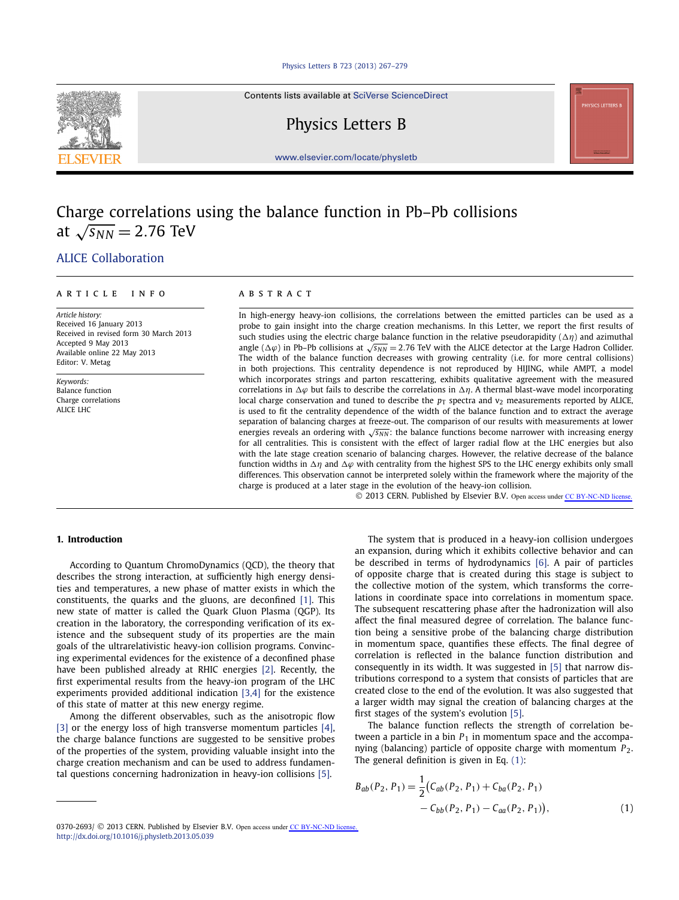# Charge correlations using the balance function in Pb–Pb collisions at $\sqrt{s_{NN}} = 2.76$ TeV

ALICE Collaboration

## ARTICLE INFO

*Article history:*
Received 16 January 2013
Received in revised form 30 March 2013
Accepted 9 May 2013
Available online 22 May 2013
Editor: V. Metag

*Keywords:*
Balance function
Charge correlations
ALICE LHC

## ABSTRACT

In high-energy heavy-ion collisions, the correlations between the emitted particles can be used as a probe to gain insight into the charge creation mechanisms. In this Letter, we report the first results of such studies using the electric charge balance function in the relative pseudorapidity ($\Delta\eta$) and azimuthal angle ($\Delta\varphi$) in Pb–Pb collisions at $\sqrt{s_{NN}} = 2.76$ TeV with the ALICE detector at the Large Hadron Collider. The width of the balance function decreases with growing centrality (i.e. for more central collisions) in both projections. This centrality dependence is not reproduced by HIJING, while AMPT, a model which incorporates strings and parton rescattering, exhibits qualitative agreement with the measured correlations in $\Delta\varphi$ but fails to describe the correlations in $\Delta\eta$. A thermal blast-wave model incorporating local charge conservation and tuned to describe the $p_{\rm T}$ spectra and $v_2$ measurements reported by ALICE, is used to fit the centrality dependence of the width of the balance function and to extract the average separation of balancing charges at freeze-out. The comparison of our results with measurements at lower energies reveals an ordering with $\sqrt{s_{NN}}$: the balance functions become narrower with increasing energy for all centralities. This is consistent with the effect of larger radial flow at the LHC energies but also with the late stage creation scenario of balancing charges. However, the relative decrease of the balance function widths in $\Delta\eta$ and $\Delta\varphi$ with centrality from the highest SPS to the LHC energy exhibits only small differences. This observation cannot be interpreted solely within the framework where the majority of the charge is produced at a later stage in the evolution of the heavy-ion collision.

© 2013 CERN. Published by Elsevier B.V. Open access under CC BY-NC-ND license.

## 1. Introduction

According to Quantum ChromoDynamics (QCD), the theory that describes the strong interaction, at sufficiently high energy densities and temperatures, a new phase of matter exists in which the constituents, the quarks and the gluons, are deconfined [1]. This new state of matter is called the Quark Gluon Plasma (QGP). Its creation in the laboratory, the corresponding verification of its existence and the subsequent study of its properties are the main goals of the ultrarelativistic heavy-ion collision programs. Convincing experimental evidences for the existence of a deconfined phase have been published already at RHIC energies [2]. Recently, the first experimental results from the heavy-ion program of the LHC experiments provided additional indication [3,4] for the existence of this state of matter at this new energy regime.

Among the different observables, such as the anisotropic flow [3] or the energy loss of high transverse momentum particles [4], the charge balance functions are suggested to be sensitive probes of the properties of the system, providing valuable insight into the charge creation mechanism and can be used to address fundamental questions concerning hadronization in heavy-ion collisions [5].

The system that is produced in a heavy-ion collision undergoes an expansion, during which it exhibits collective behavior and can be described in terms of hydrodynamics [6]. A pair of particles of opposite charge that is created during this stage is subject to the collective motion of the system, which transforms the correlations in coordinate space into correlations in momentum space. The subsequent rescattering phase after the hadronization will also affect the final measured degree of correlation. The balance function being a sensitive probe of the balancing charge distribution in momentum space, quantifies these effects. The final degree of correlation is reflected in the balance function distribution and consequently in its width. It was suggested in [5] that narrow distributions correspond to a system that consists of particles that are created close to the end of the evolution. It was also suggested that a larger width may signal the creation of balancing charges at the first stages of the system's evolution [5].

The balance function reflects the strength of correlation between a particle in a bin $P_1$ in momentum space and the accompanying (balancing) particle of opposite charge with momentum $P_2$. The general definition is given in Eq. (1):

$$B_{ab}(P_2, P_1) = \frac{1}{2}\big(C_{ab}(P_2, P_1) + C_{ba}(P_2, P_1) - C_{bb}(P_2, P_1) - C_{aa}(P_2, P_1)\big), \qquad (1)$$

0370-2693/ © 2013 CERN. Published by Elsevier B.V. Open access under CC BY-NC-ND license.
http://dx.doi.org/10.1016/j.physletb.2013.05.039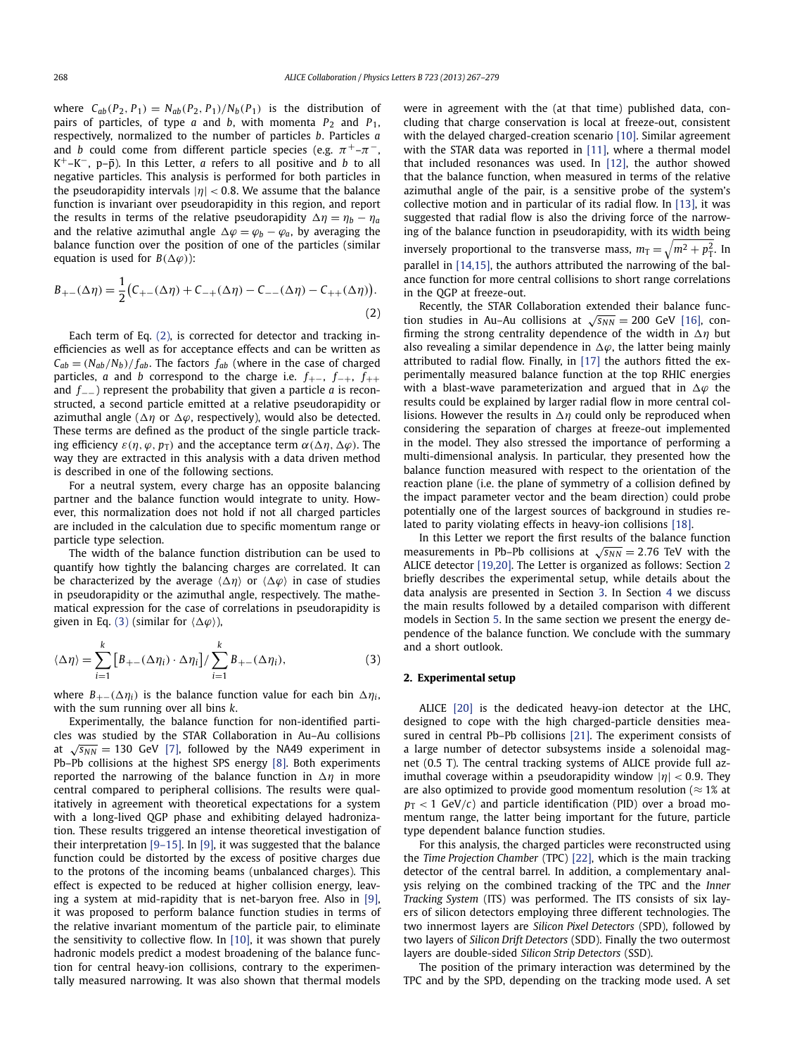where $C_{ab}(P_2, P_1) = N_{ab}(P_2, P_1)/N_b(P_1)$ is the distribution of pairs of particles, of type $a$ and $b$, with momenta $P_2$ and $P_1$, respectively, normalized to the number of particles $b$. Particles $a$ and $b$ could come from different particle species (e.g. $\pi^+$–$\pi^-$, $K^+$–$K^-$, p–$\bar{p}$). In this Letter, $a$ refers to all positive and $b$ to all negative particles. This analysis is performed for both particles in the pseudorapidity intervals $|\eta| < 0.8$. We assume that the balance function is invariant over pseudorapidity in this region, and report the results in terms of the relative pseudorapidity $\Delta\eta = \eta_b - \eta_a$ and the relative azimuthal angle $\Delta\varphi = \varphi_b - \varphi_a$, by averaging the balance function over the position of one of the particles (similar equation is used for $B(\Delta\varphi)$):

$$B_{+-}(\Delta\eta) = \frac{1}{2}\big(C_{+-}(\Delta\eta) + C_{-+}(\Delta\eta) - C_{--}(\Delta\eta) - C_{++}(\Delta\eta)\big). \tag{2}$$

Each term of Eq. (2), is corrected for detector and tracking inefficiencies as well as for acceptance effects and can be written as $C_{ab} = (N_{ab}/N_b)/f_{ab}$. The factors $f_{ab}$ (where in the case of charged particles, $a$ and $b$ correspond to the charge i.e. $f_{+-}$, $f_{-+}$, $f_{++}$ and $f_{--}$) represent the probability that given a particle $a$ is reconstructed, a second particle emitted at a relative pseudorapidity or azimuthal angle ($\Delta\eta$ or $\Delta\varphi$, respectively), would also be detected. These terms are defined as the product of the single particle tracking efficiency $\varepsilon(\eta, \varphi, p_T)$ and the acceptance term $\alpha(\Delta\eta, \Delta\varphi)$. The way they are extracted in this analysis with a data driven method is described in one of the following sections.

For a neutral system, every charge has an opposite balancing partner and the balance function would integrate to unity. However, this normalization does not hold if not all charged particles are included in the calculation due to specific momentum range or particle type selection.

The width of the balance function distribution can be used to quantify how tightly the balancing charges are correlated. It can be characterized by the average $\langle\Delta\eta\rangle$ or $\langle\Delta\varphi\rangle$ in case of studies in pseudorapidity or the azimuthal angle, respectively. The mathematical expression for the case of correlations in pseudorapidity is given in Eq. (3) (similar for $\langle\Delta\varphi\rangle$),

$$\langle\Delta\eta\rangle = \sum_{i=1}^{k}\big[B_{+-}(\Delta\eta_i)\cdot\Delta\eta_i\big]\Big/\sum_{i=1}^{k}B_{+-}(\Delta\eta_i), \tag{3}$$

where $B_{+-}(\Delta\eta_i)$ is the balance function value for each bin $\Delta\eta_i$, with the sum running over all bins $k$.

Experimentally, the balance function for non-identified particles was studied by the STAR Collaboration in Au–Au collisions at $\sqrt{s_{NN}} = 130$ GeV [7], followed by the NA49 experiment in Pb–Pb collisions at the highest SPS energy [8]. Both experiments reported the narrowing of the balance function in $\Delta\eta$ in more central compared to peripheral collisions. The results were qualitatively in agreement with theoretical expectations for a system with a long-lived QGP phase and exhibiting delayed hadronization. These results triggered an intense theoretical investigation of their interpretation [9–15]. In [9], it was suggested that the balance function could be distorted by the excess of positive charges due to the protons of the incoming beams (unbalanced charges). This effect is expected to be reduced at higher collision energy, leaving a system at mid-rapidity that is net-baryon free. Also in [9], it was proposed to perform balance function studies in terms of the relative invariant momentum of the particle pair, to eliminate the sensitivity to collective flow. In [10], it was shown that purely hadronic models predict a modest broadening of the balance function for central heavy-ion collisions, contrary to the experimentally measured narrowing. It was also shown that thermal models were in agreement with the (at that time) published data, concluding that charge conservation is local at freeze-out, consistent with the delayed charged-creation scenario [10]. Similar agreement with the STAR data was reported in [11], where a thermal model that included resonances was used. In [12], the author showed that the balance function, when measured in terms of the relative azimuthal angle of the pair, is a sensitive probe of the system's collective motion and in particular of its radial flow. In [13], it was suggested that radial flow is also the driving force of the narrowing of the balance function in pseudorapidity, with its width being inversely proportional to the transverse mass, $m_T = \sqrt{m^2 + p_T^2}$. In parallel in [14,15], the authors attributed the narrowing of the balance function for more central collisions to short range correlations in the QGP at freeze-out.

Recently, the STAR Collaboration extended their balance function studies in Au–Au collisions at $\sqrt{s_{NN}} = 200$ GeV [16], confirming the strong centrality dependence of the width in $\Delta\eta$ but also revealing a similar dependence in $\Delta\varphi$, the latter being mainly attributed to radial flow. Finally, in [17] the authors fitted the experimentally measured balance function at the top RHIC energies with a blast-wave parameterization and argued that in $\Delta\varphi$ the results could be explained by larger radial flow in more central collisions. However the results in $\Delta\eta$ could only be reproduced when considering the separation of charges at freeze-out implemented in the model. They also stressed the importance of performing a multi-dimensional analysis. In particular, they presented how the balance function measured with respect to the orientation of the reaction plane (i.e. the plane of symmetry of a collision defined by the impact parameter vector and the beam direction) could probe potentially one of the largest sources of background in studies related to parity violating effects in heavy-ion collisions [18].

In this Letter we report the first results of the balance function measurements in Pb–Pb collisions at $\sqrt{s_{NN}} = 2.76$ TeV with the ALICE detector [19,20]. The Letter is organized as follows: Section 2 briefly describes the experimental setup, while details about the data analysis are presented in Section 3. In Section 4 we discuss the main results followed by a detailed comparison with different models in Section 5. In the same section we present the energy dependence of the balance function. We conclude with the summary and a short outlook.

## 2. Experimental setup

ALICE [20] is the dedicated heavy-ion detector at the LHC, designed to cope with the high charged-particle densities measured in central Pb–Pb collisions [21]. The experiment consists of a large number of detector subsystems inside a solenoidal magnet (0.5 T). The central tracking systems of ALICE provide full azimuthal coverage within a pseudorapidity window $|\eta| < 0.9$. They are also optimized to provide good momentum resolution ($\approx 1\%$ at $p_T < 1$ GeV/$c$) and particle identification (PID) over a broad momentum range, the latter being important for the future, particle type dependent balance function studies.

For this analysis, the charged particles were reconstructed using the *Time Projection Chamber* (TPC) [22], which is the main tracking detector of the central barrel. In addition, a complementary analysis relying on the combined tracking of the TPC and the *Inner Tracking System* (ITS) was performed. The ITS consists of six layers of silicon detectors employing three different technologies. The two innermost layers are *Silicon Pixel Detectors* (SPD), followed by two layers of *Silicon Drift Detectors* (SDD). Finally the two outermost layers are double-sided *Silicon Strip Detectors* (SSD).

The position of the primary interaction was determined by the TPC and by the SPD, depending on the tracking mode used. A set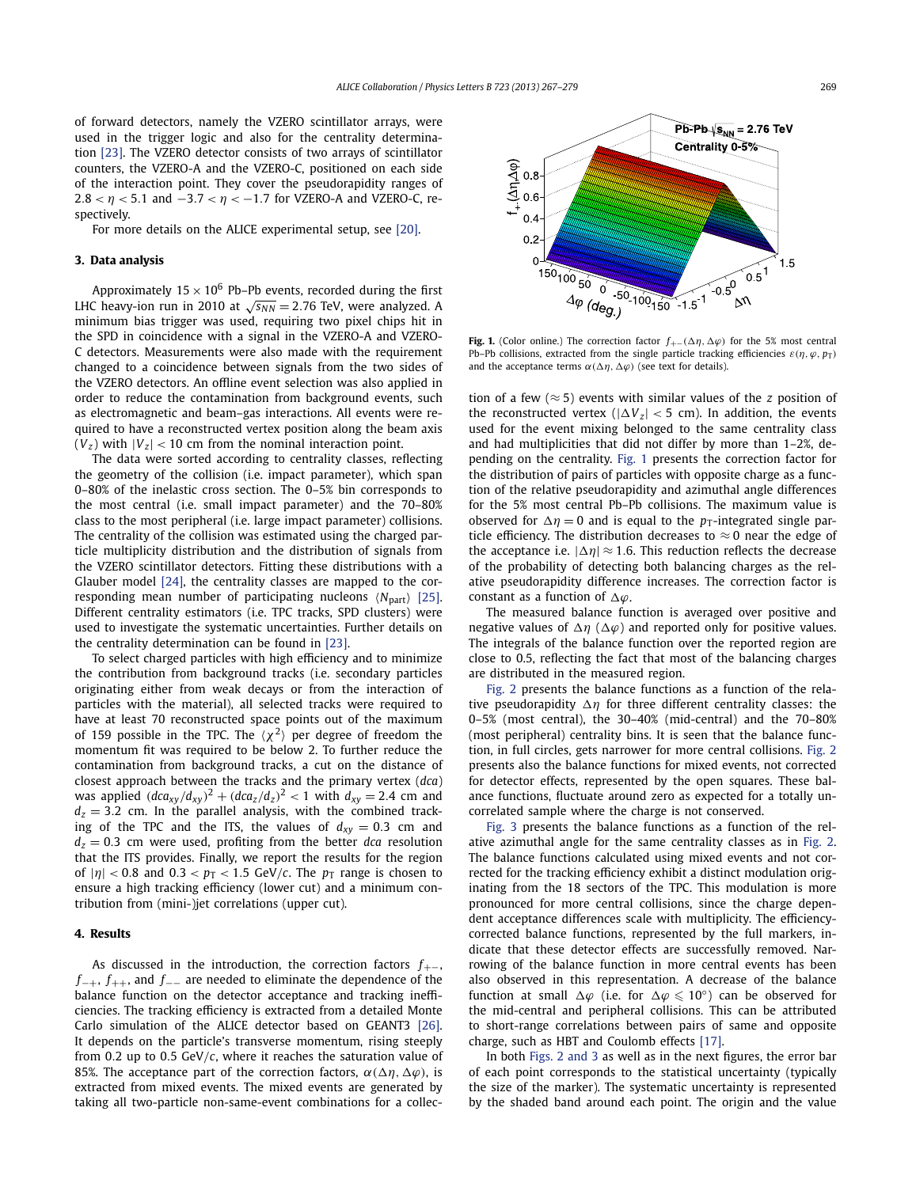of forward detectors, namely the VZERO scintillator arrays, were used in the trigger logic and also for the centrality determination [23]. The VZERO detector consists of two arrays of scintillator counters, the VZERO-A and the VZERO-C, positioned on each side of the interaction point. They cover the pseudorapidity ranges of $2.8 < \eta < 5.1$ and $-3.7 < \eta < -1.7$ for VZERO-A and VZERO-C, respectively.

For more details on the ALICE experimental setup, see [20].

## 3. Data analysis

Approximately $15 \times 10^6$ Pb–Pb events, recorded during the first LHC heavy-ion run in 2010 at $\sqrt{s_{NN}} = 2.76$ TeV, were analyzed. A minimum bias trigger was used, requiring two pixel chips hit in the SPD in coincidence with a signal in the VZERO-A and VZERO-C detectors. Measurements were also made with the requirement changed to a coincidence between signals from the two sides of the VZERO detectors. An offline event selection was also applied in order to reduce the contamination from background events, such as electromagnetic and beam–gas interactions. All events were required to have a reconstructed vertex position along the beam axis ($V_z$) with $|V_z| < 10$ cm from the nominal interaction point.

The data were sorted according to centrality classes, reflecting the geometry of the collision (i.e. impact parameter), which span 0–80% of the inelastic cross section. The 0–5% bin corresponds to the most central (i.e. small impact parameter) and the 70–80% class to the most peripheral (i.e. large impact parameter) collisions. The centrality of the collision was estimated using the charged particle multiplicity distribution and the distribution of signals from the VZERO scintillator detectors. Fitting these distributions with a Glauber model [24], the centrality classes are mapped to the corresponding mean number of participating nucleons $\langle N_{\text{part}} \rangle$ [25]. Different centrality estimators (i.e. TPC tracks, SPD clusters) were used to investigate the systematic uncertainties. Further details on the centrality determination can be found in [23].

To select charged particles with high efficiency and to minimize the contribution from background tracks (i.e. secondary particles originating either from weak decays or from the interaction of particles with the material), all selected tracks were required to have at least 70 reconstructed space points out of the maximum of 159 possible in the TPC. The $\langle \chi^2 \rangle$ per degree of freedom the momentum fit was required to be below 2. To further reduce the contamination from background tracks, a cut on the distance of closest approach between the tracks and the primary vertex ($dca$) was applied $(dca_{xy}/d_{xy})^2 + (dca_z/d_z)^2 < 1$ with $d_{xy} = 2.4$ cm and $d_z = 3.2$ cm. In the parallel analysis, with the combined tracking of the TPC and the ITS, the values of $d_{xy} = 0.3$ cm and $d_z = 0.3$ cm were used, profiting from the better $dca$ resolution that the ITS provides. Finally, we report the results for the region of $|\eta| < 0.8$ and $0.3 < p_{\text{T}} < 1.5$ GeV/$c$. The $p_{\text{T}}$ range is chosen to ensure a high tracking efficiency (lower cut) and a minimum contribution from (mini-)jet correlations (upper cut).

## 4. Results

As discussed in the introduction, the correction factors $f_{+-}$, $f_{-+}$, $f_{++}$, and $f_{--}$ are needed to eliminate the dependence of the balance function on the detector acceptance and tracking inefficiencies. The tracking efficiency is extracted from a detailed Monte Carlo simulation of the ALICE detector based on GEANT3 [26]. It depends on the particle's transverse momentum, rising steeply from 0.2 up to 0.5 GeV/$c$, where it reaches the saturation value of 85%. The acceptance part of the correction factors, $\alpha(\Delta\eta, \Delta\varphi)$, is extracted from mixed events. The mixed events are generated by taking all two-particle non-same-event combinations for a collection of a few ($\approx 5$) events with similar values of the $z$ position of the reconstructed vertex ($|\Delta V_z| < 5$ cm). In addition, the events used for the event mixing belonged to the same centrality class and had multiplicities that did not differ by more than 1–2%, depending on the centrality. Fig. 1 presents the correction factor for the distribution of pairs of particles with opposite charge as a function of the relative pseudorapidity and azimuthal angle differences for the 5% most central Pb–Pb collisions. The maximum value is observed for $\Delta\eta = 0$ and is equal to the $p_{\text{T}}$-integrated single particle efficiency. The distribution decreases to $\approx 0$ near the edge of the acceptance i.e. $|\Delta\eta| \approx 1.6$. This reduction reflects the decrease of the probability of detecting both balancing charges as the relative pseudorapidity difference increases. The correction factor is constant as a function of $\Delta\varphi$.

**Fig. 1.** (Color online.) The correction factor $f_{+-}(\Delta\eta, \Delta\varphi)$ for the 5% most central Pb–Pb collisions, extracted from the single particle tracking efficiencies $\varepsilon(\eta, \varphi, p_{\text{T}})$ and the acceptance terms $\alpha(\Delta\eta, \Delta\varphi)$ (see text for details).

The measured balance function is averaged over positive and negative values of $\Delta\eta$ ($\Delta\varphi$) and reported only for positive values. The integrals of the balance function over the reported region are close to 0.5, reflecting the fact that most of the balancing charges are distributed in the measured region.

Fig. 2 presents the balance functions as a function of the relative pseudorapidity $\Delta\eta$ for three different centrality classes: the 0–5% (most central), the 30–40% (mid-central) and the 70–80% (most peripheral) centrality bins. It is seen that the balance function, in full circles, gets narrower for more central collisions. Fig. 2 presents also the balance functions for mixed events, not corrected for detector effects, represented by the open squares. These balance functions, fluctuate around zero as expected for a totally uncorrelated sample where the charge is not conserved.

Fig. 3 presents the balance functions as a function of the relative azimuthal angle for the same centrality classes as in Fig. 2. The balance functions calculated using mixed events and not corrected for the tracking efficiency exhibit a distinct modulation originating from the 18 sectors of the TPC. This modulation is more pronounced for more central collisions, since the charge dependent acceptance differences scale with multiplicity. The efficiency-corrected balance functions, represented by the full markers, indicate that these detector effects are successfully removed. Narrowing of the balance function in more central events has been also observed in this representation. A decrease of the balance function at small $\Delta\varphi$ (i.e. for $\Delta\varphi \leqslant 10^\circ$) can be observed for the mid-central and peripheral collisions. This can be attributed to short-range correlations between pairs of same and opposite charge, such as HBT and Coulomb effects [17].

In both Figs. 2 and 3 as well as in the next figures, the error bar of each point corresponds to the statistical uncertainty (typically the size of the marker). The systematic uncertainty is represented by the shaded band around each point. The origin and the value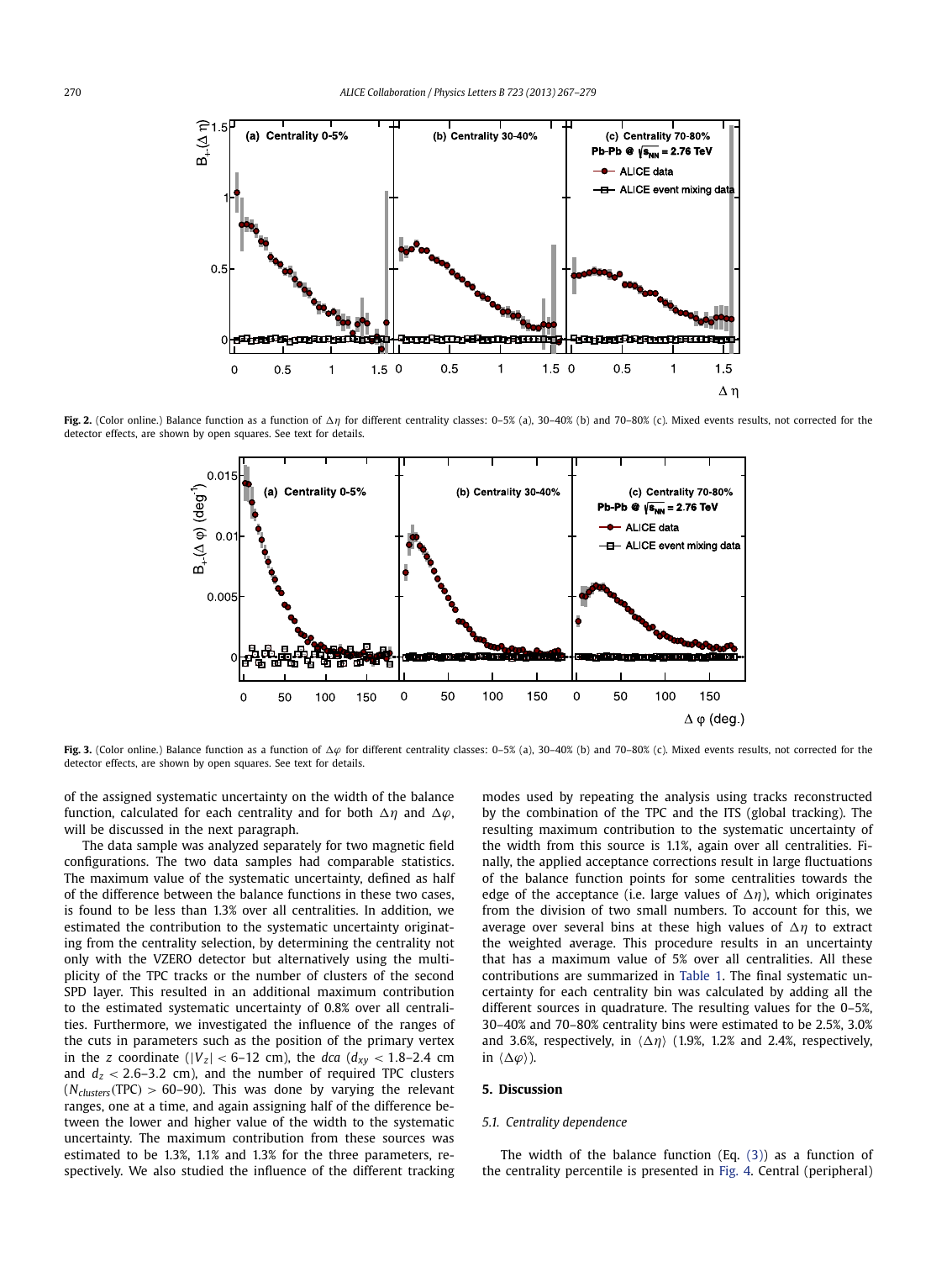Fig. 2. (Color online.) Balance function as a function of $\Delta\eta$ for different centrality classes: 0–5% (a), 30–40% (b) and 70–80% (c). Mixed events results, not corrected for the detector effects, are shown by open squares. See text for details.

Fig. 3. (Color online.) Balance function as a function of $\Delta\varphi$ for different centrality classes: 0–5% (a), 30–40% (b) and 70–80% (c). Mixed events results, not corrected for the detector effects, are shown by open squares. See text for details.

of the assigned systematic uncertainty on the width of the balance function, calculated for each centrality and for both $\Delta\eta$ and $\Delta\varphi$, will be discussed in the next paragraph.

The data sample was analyzed separately for two magnetic field configurations. The two data samples had comparable statistics. The maximum value of the systematic uncertainty, defined as half of the difference between the balance functions in these two cases, is found to be less than 1.3% over all centralities. In addition, we estimated the contribution to the systematic uncertainty originating from the centrality selection, by determining the centrality not only with the VZERO detector but alternatively using the multiplicity of the TPC tracks or the number of clusters of the second SPD layer. This resulted in an additional maximum contribution to the estimated systematic uncertainty of 0.8% over all centralities. Furthermore, we investigated the influence of the ranges of the cuts in parameters such as the position of the primary vertex in the $z$ coordinate ($|V_z| < 6$–$12$ cm), the *dca* ($d_{xy} < 1.8$–$2.4$ cm and $d_z < 2.6$–$3.2$ cm), and the number of required TPC clusters ($N_{clusters}(\mathrm{TPC}) > 60$–$90$). This was done by varying the relevant ranges, one at a time, and again assigning half of the difference between the lower and higher value of the width to the systematic uncertainty. The maximum contribution from these sources was estimated to be 1.3%, 1.1% and 1.3% for the three parameters, respectively. We also studied the influence of the different tracking modes used by repeating the analysis using tracks reconstructed by the combination of the TPC and the ITS (global tracking). The resulting maximum contribution to the systematic uncertainty of the width from this source is 1.1%, again over all centralities. Finally, the applied acceptance corrections result in large fluctuations of the balance function points for some centralities towards the edge of the acceptance (i.e. large values of $\Delta\eta$), which originates from the division of two small numbers. To account for this, we average over several bins at these high values of $\Delta\eta$ to extract the weighted average. This procedure results in an uncertainty that has a maximum value of 5% over all centralities. All these contributions are summarized in Table 1. The final systematic uncertainty for each centrality bin was calculated by adding all the different sources in quadrature. The resulting values for the 0–5%, 30–40% and 70–80% centrality bins were estimated to be 2.5%, 3.0% and 3.6%, respectively, in $\langle\Delta\eta\rangle$ (1.9%, 1.2% and 2.4%, respectively, in $\langle\Delta\varphi\rangle$).

## 5. Discussion

### 5.1. Centrality dependence

The width of the balance function (Eq. (3)) as a function of the centrality percentile is presented in Fig. 4. Central (peripheral)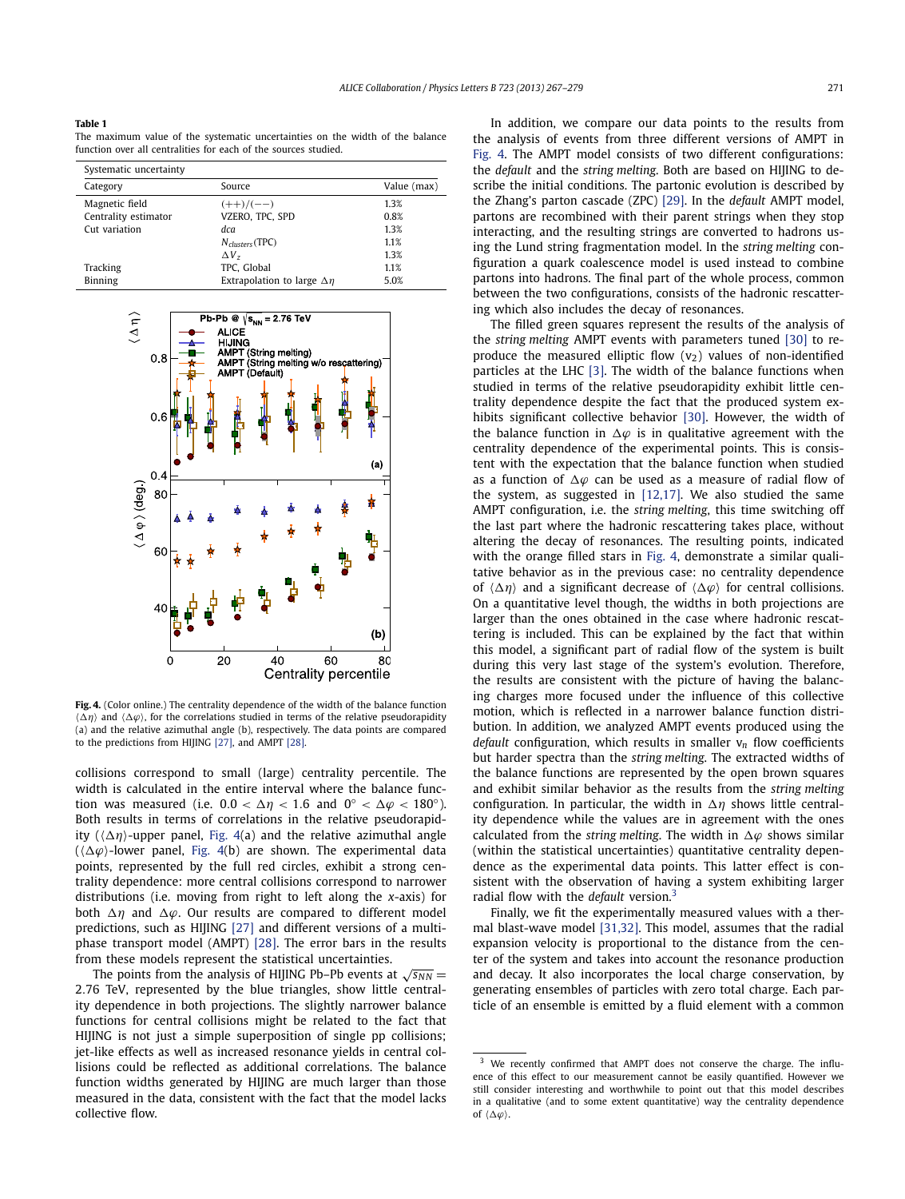**Table 1**
The maximum value of the systematic uncertainties on the width of the balance function over all centralities for each of the sources studied.

| Systematic uncertainty | | |
|---|---|---|
| Category | Source | Value (max) |
| Magnetic field | $(++)/(--)$ | 1.3% |
| Centrality estimator | VZERO, TPC, SPD | 0.8% |
| Cut variation | *dca* | 1.3% |
| | $N_{clusters}$(TPC) | 1.1% |
| | $\Delta V_z$ | 1.3% |
| Tracking | TPC, Global | 1.1% |
| Binning | Extrapolation to large $\Delta\eta$ | 5.0% |

**Fig. 4.** (Color online.) The centrality dependence of the width of the balance function $\langle\Delta\eta\rangle$ and $\langle\Delta\varphi\rangle$, for the correlations studied in terms of the relative pseudorapidity (a) and the relative azimuthal angle (b), respectively. The data points are compared to the predictions from HIJING [27], and AMPT [28].

collisions correspond to small (large) centrality percentile. The width is calculated in the entire interval where the balance function was measured (i.e. $0.0 < \Delta\eta < 1.6$ and $0^\circ < \Delta\varphi < 180^\circ$). Both results in terms of correlations in the relative pseudorapidity ($\langle\Delta\eta\rangle$-upper panel, Fig. 4(a) and the relative azimuthal angle ($\langle\Delta\varphi\rangle$-lower panel, Fig. 4(b) are shown. The experimental data points, represented by the full red circles, exhibit a strong centrality dependence: more central collisions correspond to narrower distributions (i.e. moving from right to left along the *x*-axis) for both $\Delta\eta$ and $\Delta\varphi$. Our results are compared to different model predictions, such as HIJING [27] and different versions of a multi-phase transport model (AMPT) [28]. The error bars in the results from these models represent the statistical uncertainties.

The points from the analysis of HIJING Pb–Pb events at $\sqrt{s_{NN}} = 2.76$ TeV, represented by the blue triangles, show little centrality dependence in both projections. The slightly narrower balance functions for central collisions might be related to the fact that HIJING is not just a simple superposition of single pp collisions; jet-like effects as well as increased resonance yields in central collisions could be reflected as additional correlations. The balance function widths generated by HIJING are much larger than those measured in the data, consistent with the fact that the model lacks collective flow.

In addition, we compare our data points to the results from the analysis of events from three different versions of AMPT in Fig. 4. The AMPT model consists of two different configurations: the *default* and the *string melting*. Both are based on HIJING to describe the initial conditions. The partonic evolution is described by the Zhang's parton cascade (ZPC) [29]. In the *default* AMPT model, partons are recombined with their parent strings when they stop interacting, and the resulting strings are converted to hadrons using the Lund string fragmentation model. In the *string melting* configuration a quark coalescence model is used instead to combine partons into hadrons. The final part of the whole process, common between the two configurations, consists of the hadronic rescattering which also includes the decay of resonances.

The filled green squares represent the results of the analysis of the *string melting* AMPT events with parameters tuned [30] to reproduce the measured elliptic flow ($v_2$) values of non-identified particles at the LHC [3]. The width of the balance functions when studied in terms of the relative pseudorapidity exhibit little centrality dependence despite the fact that the produced system exhibits significant collective behavior [30]. However, the width of the balance function in $\Delta\varphi$ is in qualitative agreement with the centrality dependence of the experimental points. This is consistent with the expectation that the balance function when studied as a function of $\Delta\varphi$ can be used as a measure of radial flow of the system, as suggested in [12,17]. We also studied the same AMPT configuration, i.e. the *string melting*, this time switching off the last part where the hadronic rescattering takes place, without altering the decay of resonances. The resulting points, indicated with the orange filled stars in Fig. 4, demonstrate a similar qualitative behavior as in the previous case: no centrality dependence of $\langle\Delta\eta\rangle$ and a significant decrease of $\langle\Delta\varphi\rangle$ for central collisions. On a quantitative level though, the widths in both projections are larger than the ones obtained in the case where hadronic rescattering is included. This can be explained by the fact that within this model, a significant part of radial flow of the system is built during this very last stage of the system's evolution. Therefore, the results are consistent with the picture of having the balancing charges more focused under the influence of this collective motion, which is reflected in a narrower balance function distribution. In addition, we analyzed AMPT events produced using the *default* configuration, which results in smaller $v_n$ flow coefficients but harder spectra than the *string melting*. The extracted widths of the balance functions are represented by the open brown squares and exhibit similar behavior as the results from the *string melting* configuration. In particular, the width in $\Delta\eta$ shows little centrality dependence while the values are in agreement with the ones calculated from the *string melting*. The width in $\Delta\varphi$ shows similar (within the statistical uncertainties) quantitative centrality dependence as the experimental data points. This latter effect is consistent with the observation of having a system exhibiting larger radial flow with the *default* version.[3]

Finally, we fit the experimentally measured values with a thermal blast-wave model [31,32]. This model, assumes that the radial expansion velocity is proportional to the distance from the center of the system and takes into account the resonance production and decay. It also incorporates the local charge conservation, by generating ensembles of particles with zero total charge. Each particle of an ensemble is emitted by a fluid element with a common

[3] We recently confirmed that AMPT does not conserve the charge. The influence of this effect to our measurement cannot be easily quantified. However we still consider interesting and worthwhile to point out that this model describes in a qualitative (and to some extent quantitative) way the centrality dependence of $\langle\Delta\varphi\rangle$.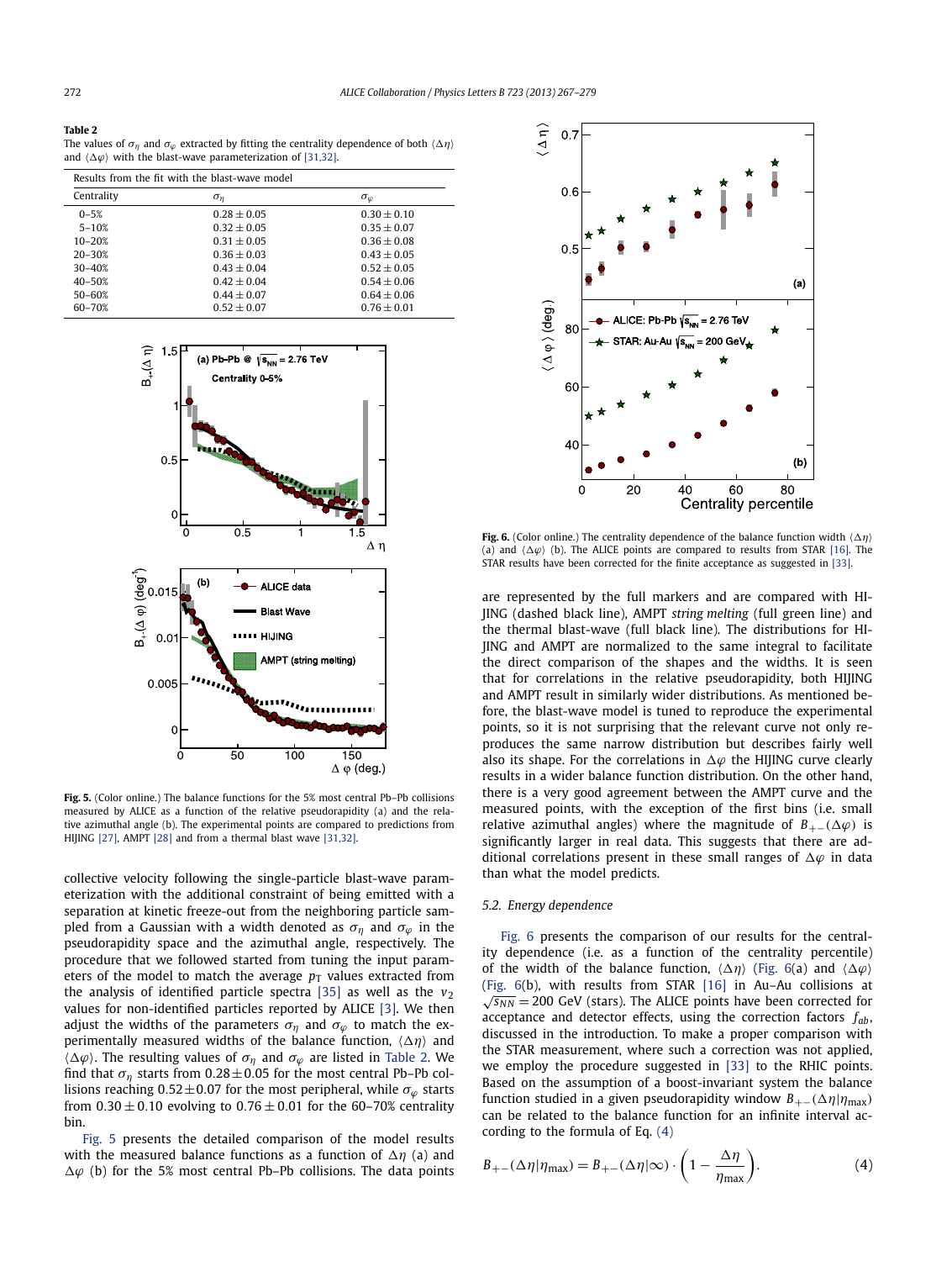**Table 2**
The values of $\sigma_\eta$ and $\sigma_\varphi$ extracted by fitting the centrality dependence of both $\langle \Delta\eta \rangle$ and $\langle \Delta\varphi \rangle$ with the blast-wave parameterization of [31,32].

| Results from the fit with the blast-wave model | | |
|---|---|---|
| Centrality | $\sigma_\eta$ | $\sigma_\varphi$ |
| 0–5% | $0.28 \pm 0.05$ | $0.30 \pm 0.10$ |
| 5–10% | $0.32 \pm 0.05$ | $0.35 \pm 0.07$ |
| 10–20% | $0.31 \pm 0.05$ | $0.36 \pm 0.08$ |
| 20–30% | $0.36 \pm 0.03$ | $0.43 \pm 0.05$ |
| 30–40% | $0.43 \pm 0.04$ | $0.52 \pm 0.05$ |
| 40–50% | $0.42 \pm 0.04$ | $0.54 \pm 0.06$ |
| 50–60% | $0.44 \pm 0.07$ | $0.64 \pm 0.06$ |
| 60–70% | $0.52 \pm 0.07$ | $0.76 \pm 0.01$ |

**Fig. 5.** (Color online.) The balance functions for the 5% most central Pb–Pb collisions measured by ALICE as a function of the relative pseudorapidity (a) and the relative azimuthal angle (b). The experimental points are compared to predictions from HIJING [27], AMPT [28] and from a thermal blast wave [31,32].

collective velocity following the single-particle blast-wave parameterization with the additional constraint of being emitted with a separation at kinetic freeze-out from the neighboring particle sampled from a Gaussian with a width denoted as $\sigma_\eta$ and $\sigma_\varphi$ in the pseudorapidity space and the azimuthal angle, respectively. The procedure that we followed started from tuning the input parameters of the model to match the average $p_T$ values extracted from the analysis of identified particle spectra [35] as well as the $v_2$ values for non-identified particles reported by ALICE [3]. We then adjust the widths of the parameters $\sigma_\eta$ and $\sigma_\varphi$ to match the experimentally measured widths of the balance function, $\langle \Delta\eta \rangle$ and $\langle \Delta\varphi \rangle$. The resulting values of $\sigma_\eta$ and $\sigma_\varphi$ are listed in Table 2. We find that $\sigma_\eta$ starts from $0.28 \pm 0.05$ for the most central Pb–Pb collisions reaching $0.52 \pm 0.07$ for the most peripheral, while $\sigma_\varphi$ starts from $0.30 \pm 0.10$ evolving to $0.76 \pm 0.01$ for the 60–70% centrality bin.

Fig. 5 presents the detailed comparison of the model results with the measured balance functions as a function of $\Delta\eta$ (a) and $\Delta\varphi$ (b) for the 5% most central Pb–Pb collisions. The data points are represented by the full markers and are compared with HIJING (dashed black line), AMPT *string melting* (full green line) and the thermal blast-wave (full black line). The distributions for HIJING and AMPT are normalized to the same integral to facilitate the direct comparison of the shapes and the widths. It is seen that for correlations in the relative pseudorapidity, both HIJING and AMPT result in similarly wider distributions. As mentioned before, the blast-wave model is tuned to reproduce the experimental points, so it is not surprising that the relevant curve not only reproduces the same narrow distribution but describes fairly well also its shape. For the correlations in $\Delta\varphi$ the HIJING curve clearly results in a wider balance function distribution. On the other hand, there is a very good agreement between the AMPT curve and the measured points, with the exception of the first bins (i.e. small relative azimuthal angles) where the magnitude of $B_{+-}(\Delta\varphi)$ is significantly larger in real data. This suggests that there are additional correlations present in these small ranges of $\Delta\varphi$ in data than what the model predicts.

**Fig. 6.** (Color online.) The centrality dependence of the balance function width $\langle \Delta\eta \rangle$ (a) and $\langle \Delta\varphi \rangle$ (b). The ALICE points are compared to results from STAR [16]. The STAR results have been corrected for the finite acceptance as suggested in [33].

### 5.2. Energy dependence

Fig. 6 presents the comparison of our results for the centrality dependence (i.e. as a function of the centrality percentile) of the width of the balance function, $\langle \Delta\eta \rangle$ (Fig. 6(a) and $\langle \Delta\varphi \rangle$ (Fig. 6(b), with results from STAR [16] in Au–Au collisions at $\sqrt{s_{NN}} = 200$ GeV (stars). The ALICE points have been corrected for acceptance and detector effects, using the correction factors $f_{ab}$, discussed in the introduction. To make a proper comparison with the STAR measurement, where such a correction was not applied, we employ the procedure suggested in [33] to the RHIC points. Based on the assumption of a boost-invariant system the balance function studied in a given pseudorapidity window $B_{+-}(\Delta\eta|\eta_{max})$ can be related to the balance function for an infinite interval according to the formula of Eq. (4)

$$B_{+-}(\Delta\eta|\eta_{max}) = B_{+-}(\Delta\eta|\infty) \cdot \left(1 - \frac{\Delta\eta}{\eta_{max}}\right). \tag{4}$$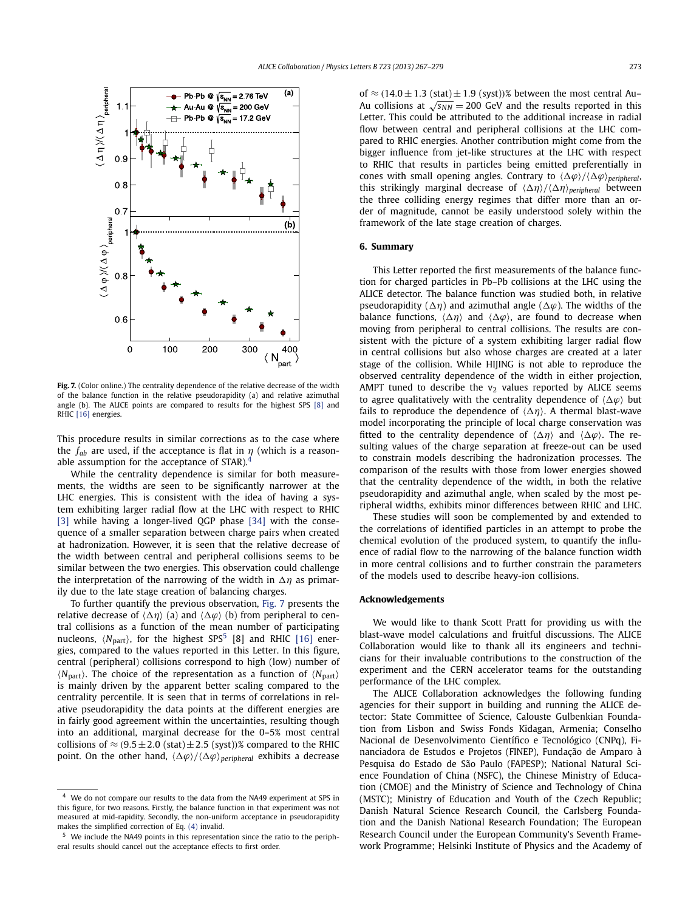**Fig. 7.** (Color online.) The centrality dependence of the relative decrease of the width of the balance function in the relative pseudorapidity (a) and relative azimuthal angle (b). The ALICE points are compared to results for the highest SPS [8] and RHIC [16] energies.

This procedure results in similar corrections as to the case where the $f_{ab}$ are used, if the acceptance is flat in $\eta$ (which is a reasonable assumption for the acceptance of STAR).[4]

While the centrality dependence is similar for both measurements, the widths are seen to be significantly narrower at the LHC energies. This is consistent with the idea of having a system exhibiting larger radial flow at the LHC with respect to RHIC [3] while having a longer-lived QGP phase [34] with the consequence of a smaller separation between charge pairs when created at hadronization. However, it is seen that the relative decrease of the width between central and peripheral collisions seems to be similar between the two energies. This observation could challenge the interpretation of the narrowing of the width in $\Delta\eta$ as primarily due to the late stage creation of balancing charges.

To further quantify the previous observation, Fig. 7 presents the relative decrease of $\langle\Delta\eta\rangle$ (a) and $\langle\Delta\varphi\rangle$ (b) from peripheral to central collisions as a function of the mean number of participating nucleons, $\langle N_{\text{part}}\rangle$, for the highest SPS[5] [8] and RHIC [16] energies, compared to the values reported in this Letter. In this figure, central (peripheral) collisions correspond to high (low) number of $\langle N_{\text{part}}\rangle$. The choice of the representation as a function of $\langle N_{\text{part}}\rangle$ is mainly driven by the apparent better scaling compared to the centrality percentile. It is seen that in terms of correlations in relative pseudorapidity the data points at the different energies are in fairly good agreement within the uncertainties, resulting though into an additional, marginal decrease for the 0–5% most central collisions of $\approx (9.5 \pm 2.0\ \text{(stat)} \pm 2.5\ \text{(syst)})$% compared to the RHIC point. On the other hand, $\langle\Delta\varphi\rangle/\langle\Delta\varphi\rangle_{peripheral}$ exhibits a decrease of $\approx (14.0 \pm 1.3\ \text{(stat)} \pm 1.9\ \text{(syst)})$% between the most central Au–Au collisions at $\sqrt{s_{NN}} = 200$ GeV and the results reported in this Letter. This could be attributed to the additional increase in radial flow between central and peripheral collisions at the LHC compared to RHIC energies. Another contribution might come from the bigger influence from jet-like structures at the LHC with respect to RHIC that results in particles being emitted preferentially in cones with small opening angles. Contrary to $\langle\Delta\varphi\rangle/\langle\Delta\varphi\rangle_{peripheral}$, this strikingly marginal decrease of $\langle\Delta\eta\rangle/\langle\Delta\eta\rangle_{peripheral}$ between the three colliding energy regimes that differ more than an order of magnitude, cannot be easily understood solely within the framework of the late stage creation of charges.

## 6. Summary

This Letter reported the first measurements of the balance function for charged particles in Pb–Pb collisions at the LHC using the ALICE detector. The balance function was studied both, in relative pseudorapidity ($\Delta\eta$) and azimuthal angle ($\Delta\varphi$). The widths of the balance functions, $\langle\Delta\eta\rangle$ and $\langle\Delta\varphi\rangle$, are found to decrease when moving from peripheral to central collisions. The results are consistent with the picture of a system exhibiting larger radial flow in central collisions but also whose charges are created at a later stage of the collision. While HIJING is not able to reproduce the observed centrality dependence of the width in either projection, AMPT tuned to describe the $v_2$ values reported by ALICE seems to agree qualitatively with the centrality dependence of $\langle\Delta\varphi\rangle$ but fails to reproduce the dependence of $\langle\Delta\eta\rangle$. A thermal blast-wave model incorporating the principle of local charge conservation was fitted to the centrality dependence of $\langle\Delta\eta\rangle$ and $\langle\Delta\varphi\rangle$. The resulting values of the charge separation at freeze-out can be used to constrain models describing the hadronization processes. The comparison of the results with those from lower energies showed that the centrality dependence of the width, in both the relative pseudorapidity and azimuthal angle, when scaled by the most peripheral widths, exhibits minor differences between RHIC and LHC.

These studies will soon be complemented by and extended to the correlations of identified particles in an attempt to probe the chemical evolution of the produced system, to quantify the influence of radial flow to the narrowing of the balance function width in more central collisions and to further constrain the parameters of the models used to describe heavy-ion collisions.

## Acknowledgements

We would like to thank Scott Pratt for providing us with the blast-wave model calculations and fruitful discussions. The ALICE Collaboration would like to thank all its engineers and technicians for their invaluable contributions to the construction of the experiment and the CERN accelerator teams for the outstanding performance of the LHC complex.

The ALICE Collaboration acknowledges the following funding agencies for their support in building and running the ALICE detector: State Committee of Science, Calouste Gulbenkian Foundation from Lisbon and Swiss Fonds Kidagan, Armenia; Conselho Nacional de Desenvolvimento Científico e Tecnológico (CNPq), Financiadora de Estudos e Projetos (FINEP), Fundação de Amparo à Pesquisa do Estado de São Paulo (FAPESP); National Natural Science Foundation of China (NSFC), the Chinese Ministry of Education (CMOE) and the Ministry of Science and Technology of China (MSTC); Ministry of Education and Youth of the Czech Republic; Danish Natural Science Research Council, the Carlsberg Foundation and the Danish National Research Foundation; The European Research Council under the European Community's Seventh Framework Programme; Helsinki Institute of Physics and the Academy of

---

[4] We do not compare our results to the data from the NA49 experiment at SPS in this figure, for two reasons. Firstly, the balance function in that experiment was not measured at mid-rapidity. Secondly, the non-uniform acceptance in pseudorapidity makes the simplified correction of Eq. (4) invalid.

[5] We include the NA49 points in this representation since the ratio to the peripheral results should cancel out the acceptance effects to first order.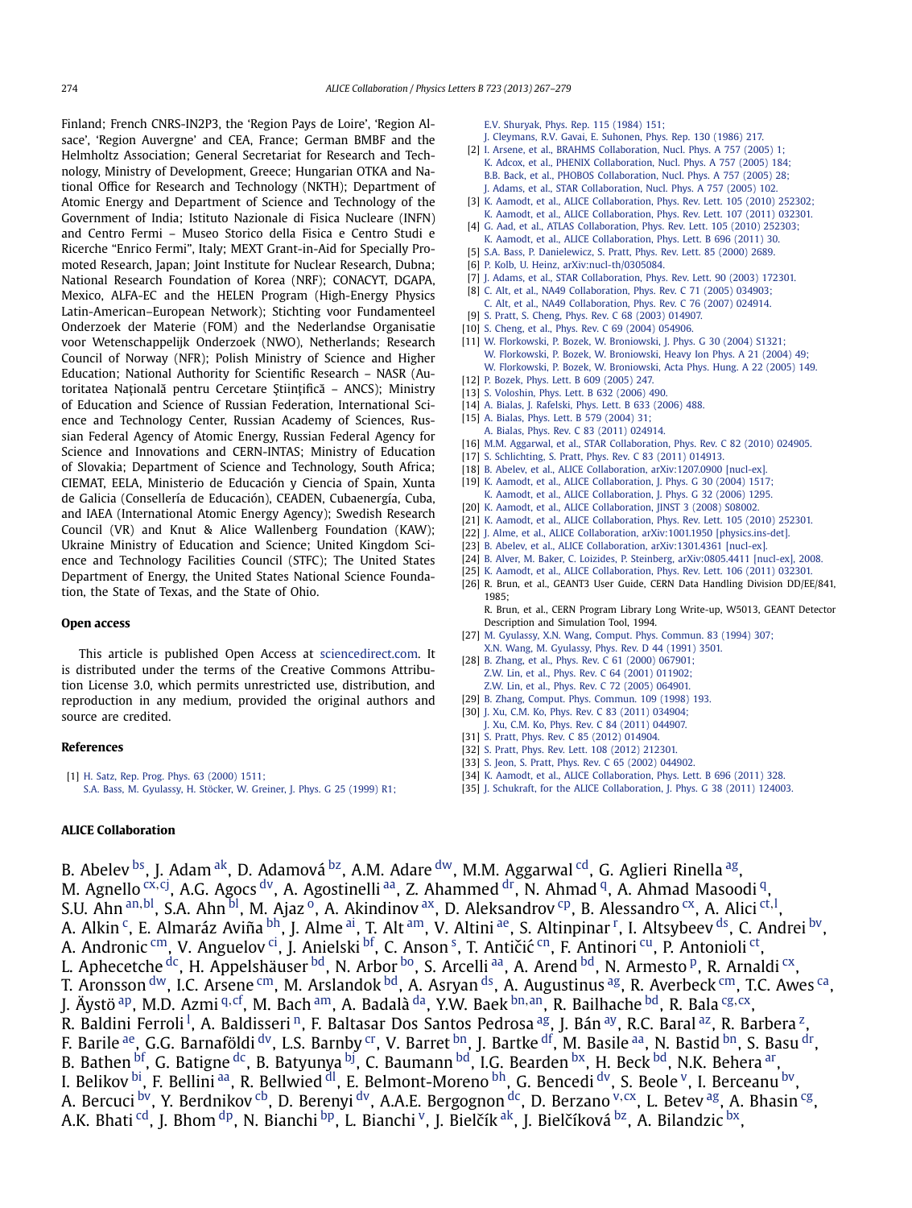Finland; French CNRS-IN2P3, the 'Region Pays de Loire', 'Region Alsace', 'Region Auvergne' and CEA, France; German BMBF and the Helmholtz Association; General Secretariat for Research and Technology, Ministry of Development, Greece; Hungarian OTKA and National Office for Research and Technology (NKTH); Department of Atomic Energy and Department of Science and Technology of the Government of India; Istituto Nazionale di Fisica Nucleare (INFN) and Centro Fermi – Museo Storico della Fisica e Centro Studi e Ricerche "Enrico Fermi", Italy; MEXT Grant-in-Aid for Specially Promoted Research, Japan; Joint Institute for Nuclear Research, Dubna; National Research Foundation of Korea (NRF); CONACYT, DGAPA, Mexico, ALFA-EC and the HELEN Program (High-Energy Physics Latin-American–European Network); Stichting voor Fundamenteel Onderzoek der Materie (FOM) and the Nederlandse Organisatie voor Wetenschappelijk Onderzoek (NWO), Netherlands; Research Council of Norway (NFR); Polish Ministry of Science and Higher Education; National Authority for Scientific Research – NASR (Autoritatea Naţională pentru Cercetare Ştiinţifică – ANCS); Ministry of Education and Science of Russian Federation, International Science and Technology Center, Russian Academy of Sciences, Russian Federal Agency of Atomic Energy, Russian Federal Agency for Science and Innovations and CERN-INTAS; Ministry of Education of Slovakia; Department of Science and Technology, South Africa; CIEMAT, EELA, Ministerio de Educación y Ciencia of Spain, Xunta de Galicia (Consellería de Educación), CEADEN, Cubaenergía, Cuba, and IAEA (International Atomic Energy Agency); Swedish Research Council (VR) and Knut & Alice Wallenberg Foundation (KAW); Ukraine Ministry of Education and Science; United Kingdom Science and Technology Facilities Council (STFC); The United States Department of Energy, the United States National Science Foundation, the State of Texas, and the State of Ohio.

## Open access

This article is published Open Access at sciencedirect.com. It is distributed under the terms of the Creative Commons Attribution License 3.0, which permits unrestricted use, distribution, and reproduction in any medium, provided the original authors and source are credited.

## References

[1] H. Satz, Rep. Prog. Phys. 63 (2000) 1511;
S.A. Bass, M. Gyulassy, H. Stöcker, W. Greiner, J. Phys. G 25 (1999) R1;
E.V. Shuryak, Phys. Rep. 115 (1984) 151;
J. Cleymans, R.V. Gavai, E. Suhonen, Phys. Rep. 130 (1986) 217.

[2] I. Arsene, et al., BRAHMS Collaboration, Nucl. Phys. A 757 (2005) 1;
K. Adcox, et al., PHENIX Collaboration, Nucl. Phys. A 757 (2005) 184;
B.B. Back, et al., PHOBOS Collaboration, Nucl. Phys. A 757 (2005) 28;
J. Adams, et al., STAR Collaboration, Nucl. Phys. A 757 (2005) 102.

[3] K. Aamodt, et al., ALICE Collaboration, Phys. Rev. Lett. 105 (2010) 252302;
K. Aamodt, et al., ALICE Collaboration, Phys. Rev. Lett. 107 (2011) 032301.

[4] G. Aad, et al., ATLAS Collaboration, Phys. Rev. Lett. 105 (2010) 252303;
K. Aamodt, et al., ALICE Collaboration, Phys. Lett. B 696 (2011) 30.

[5] S.A. Bass, P. Danielewicz, S. Pratt, Phys. Rev. Lett. 85 (2000) 2689.

[6] P. Kolb, U. Heinz, arXiv:nucl-th/0305084.

[7] J. Adams, et al., STAR Collaboration, Phys. Rev. Lett. 90 (2003) 172301.

[8] C. Alt, et al., NA49 Collaboration, Phys. Rev. C 71 (2005) 034903;
C. Alt, et al., NA49 Collaboration, Phys. Rev. C 76 (2007) 024914.

[9] S. Pratt, S. Cheng, Phys. Rev. C 68 (2003) 014907.

[10] S. Cheng, et al., Phys. Rev. C 69 (2004) 054906.

[11] W. Florkowski, P. Bozek, W. Broniowski, J. Phys. G 30 (2004) S1321;
W. Florkowski, P. Bozek, W. Broniowski, Heavy Ion Phys. A 21 (2004) 49;
W. Florkowski, P. Bozek, W. Broniowski, Acta Phys. Hung. A 22 (2005) 149.

[12] P. Bozek, Phys. Lett. B 609 (2005) 247.

[13] S. Voloshin, Phys. Lett. B 632 (2006) 490.

[14] A. Bialas, J. Rafelski, Phys. Lett. B 633 (2006) 488.

[15] A. Bialas, Phys. Lett. B 579 (2004) 31;
A. Bialas, Phys. Rev. C 83 (2011) 024914.

[16] M.M. Aggarwal, et al., STAR Collaboration, Phys. Rev. C 82 (2010) 024905.

[17] S. Schlichting, S. Pratt, Phys. Rev. C 83 (2011) 014913.

[18] B. Abelev, et al., ALICE Collaboration, arXiv:1207.0900 [nucl-ex].

[19] K. Aamodt, et al., ALICE Collaboration, J. Phys. G 30 (2004) 1517;
K. Aamodt, et al., ALICE Collaboration, J. Phys. G 32 (2006) 1295.

[20] K. Aamodt, et al., ALICE Collaboration, JINST 3 (2008) S08002.

[21] K. Aamodt, et al., ALICE Collaboration, Phys. Rev. Lett. 105 (2010) 252301.

[22] J. Alme, et al., ALICE Collaboration, arXiv:1001.1950 [physics.ins-det].

[23] B. Abelev, et al., ALICE Collaboration, arXiv:1301.4361 [nucl-ex].

[24] B. Alver, M. Baker, C. Loizides, P. Steinberg, arXiv:0805.4411 [nucl-ex], 2008.

[25] K. Aamodt, et al., ALICE Collaboration, Phys. Rev. Lett. 106 (2011) 032301.

[26] R. Brun, et al., GEANT3 User Guide, CERN Data Handling Division DD/EE/841, 1985;
R. Brun, et al., CERN Program Library Long Write-up, W5013, GEANT Detector Description and Simulation Tool, 1994.

[27] M. Gyulassy, X.N. Wang, Comput. Phys. Commun. 83 (1994) 307;
X.N. Wang, M. Gyulassy, Phys. Rev. D 44 (1991) 3501.

[28] B. Zhang, et al., Phys. Rev. C 61 (2000) 067901;
Z.W. Lin, et al., Phys. Rev. C 64 (2001) 011902;
Z.W. Lin, et al., Phys. Rev. C 72 (2005) 064901.

[29] B. Zhang, Comput. Phys. Commun. 109 (1998) 193.

[30] J. Xu, C.M. Ko, Phys. Rev. C 83 (2011) 034904;
J. Xu, C.M. Ko, Phys. Rev. C 84 (2011) 044907.

[31] S. Pratt, Phys. Rev. C 85 (2012) 014904.

[32] S. Pratt, Phys. Rev. Lett. 108 (2012) 212301.

[33] S. Jeon, S. Pratt, Phys. Rev. C 65 (2002) 044902.

[34] K. Aamodt, et al., ALICE Collaboration, Phys. Lett. B 696 (2011) 328.

[35] J. Schukraft, for the ALICE Collaboration, J. Phys. G 38 (2011) 124003.

## ALICE Collaboration

B. Abelev [bs], J. Adam [ak], D. Adamová [bz], A.M. Adare [dw], M.M. Aggarwal [cd], G. Aglieri Rinella [ag], M. Agnello [cx,cj], A.G. Agocs [dv], A. Agostinelli [aa], Z. Ahammed [dr], N. Ahmad [q], A. Ahmad Masoodi [q], S.U. Ahn [an,bl], S.A. Ahn [bl], M. Ajaz [o], A. Akindinov [ax], D. Aleksandrov [cp], B. Alessandro [cx], A. Alici [ct,l], A. Alkin [c], E. Almaráz Aviña [bh], J. Alme [ai], T. Alt [am], V. Altini [ae], S. Altinpinar [r], I. Altsybeev [ds], C. Andrei [bv], A. Andronic [cm], V. Anguelov [ci], J. Anielski [bf], C. Anson [s], T. Antičić [cn], F. Antinori [cu], P. Antonioli [ct], L. Aphecetche [dc], H. Appelshäuser [bd], N. Arbor [bo], S. Arcelli [aa], A. Arend [bd], N. Armesto [p], R. Arnaldi [cx], T. Aronsson [dw], I.C. Arsene [cm], M. Arslandok [bd], A. Asryan [ds], A. Augustinus [ag], R. Averbeck [cm], T.C. Awes [ca], J. Äystö [ap], M.D. Azmi [q,cf], M. Bach [am], A. Badalà [da], Y.W. Baek [bn,an], R. Bailhache [bd], R. Bala [cg,cx], R. Baldini Ferroli [l], A. Baldisseri [n], F. Baltasar Dos Santos Pedrosa [ag], J. Bán [ay], R.C. Baral [az], R. Barbera [z], F. Barile [ae], G.G. Barnaföldi [dv], L.S. Barnby [cr], V. Barret [bn], J. Bartke [df], M. Basile [aa], N. Bastid [bn], S. Basu [dr], B. Bathen [bf], G. Batigne [dc], B. Batyunya [bj], C. Baumann [bd], I.G. Bearden [bx], H. Beck [bd], N.K. Behera [ar], I. Belikov [bi], F. Bellini [aa], R. Bellwied [dl], E. Belmont-Moreno [bh], G. Bencedi [dv], S. Beole [v], I. Berceanu [bv], A. Bercuci [bv], Y. Berdnikov [cb], D. Berenyi [dv], A.A.E. Bergognon [dc], D. Berzano [v,cx], L. Betev [ag], A. Bhasin [cg], A.K. Bhati [cd], J. Bhom [dp], N. Bianchi [bp], L. Bianchi [v], J. Bielčík [ak], J. Bielčíková [bz], A. Bilandzic [bx],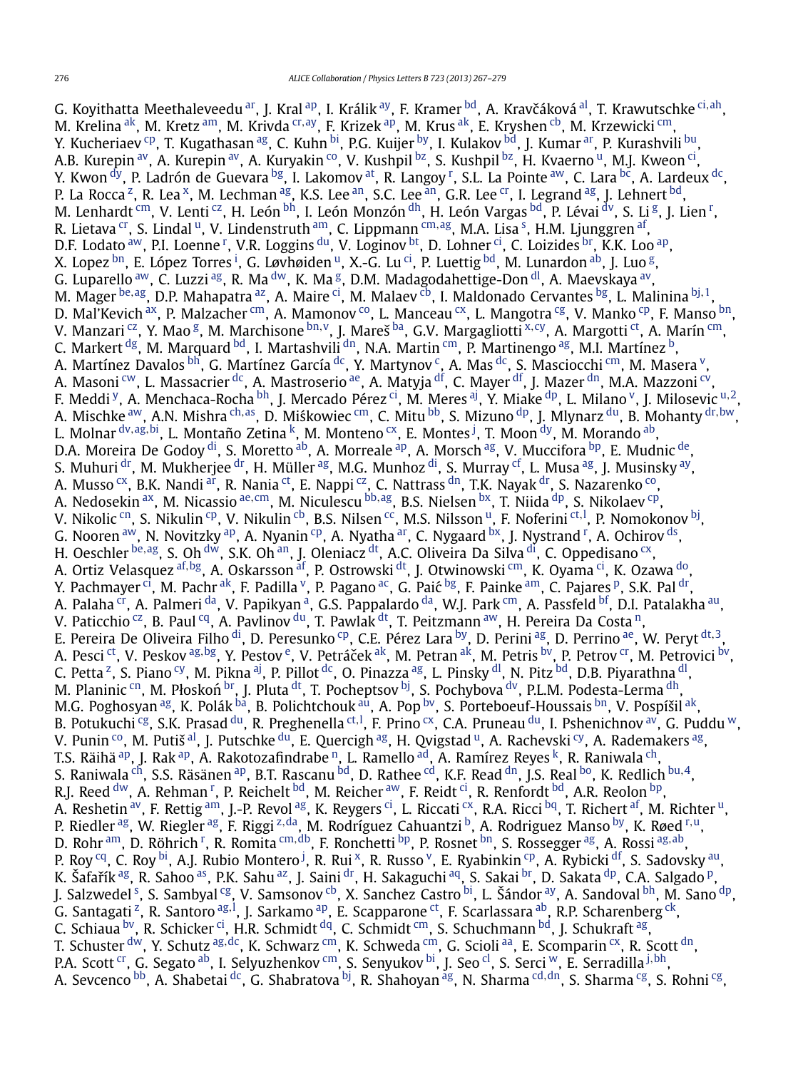G. Koyithatta Meethaleveedu [ar], J. Kral [ap], I. Králik [ay], F. Kramer [bd], A. Kravčáková [al], T. Krawutschke [ci,ah], M. Krelina [ak], M. Kretz [am], M. Krivda [cr,ay], F. Krizek [ap], M. Krus [ak], E. Kryshen [cb], M. Krzewicki [cm], Y. Kucheriaev [cp], T. Kugathasan [ag], C. Kuhn [bi], P.G. Kuijer [by], I. Kulakov [bd], J. Kumar [ar], P. Kurashvili [bu], A.B. Kurepin [av], A. Kurepin [av], A. Kuryakin [co], V. Kushpil [bz], S. Kushpil [bz], H. Kvaerno [u], M.J. Kweon [ci], Y. Kwon [dy], P. Ladrón de Guevara [bg], I. Lakomov [at], R. Langoy [r], S.L. La Pointe [aw], C. Lara [bc], A. Lardeux [dc], P. La Rocca [z], R. Lea [x], M. Lechman [ag], K.S. Lee [an], S.C. Lee [an], G.R. Lee [cr], I. Legrand [ag], J. Lehnert [bd], M. Lenhardt [cm], V. Lenti [cz], H. León [bh], I. León Monzón [dh], H. León Vargas [bd], P. Lévai [dv], S. Li [g], J. Lien [r], R. Lietava [cr], S. Lindal [u], V. Lindenstruth [am], C. Lippmann [cm,ag], M.A. Lisa [s], H.M. Ljunggren [af], D.F. Lodato [aw], P.I. Loenne [r], V.R. Loggins [du], V. Loginov [bt], D. Lohner [ci], C. Loizides [br], K.K. Loo [ap], X. Lopez [bn], E. López Torres [i], G. Løvhøiden [u], X.-G. Lu [ci], P. Luettig [bd], M. Lunardon [ab], J. Luo [g], G. Luparello [aw], C. Luzzi [ag], R. Ma [dw], K. Ma [g], D.M. Madagodahettige-Don [dl], A. Maevskaya [av], M. Mager [be,ag], D.P. Mahapatra [az], A. Maire [ci], M. Malaev [cb], I. Maldonado Cervantes [bg], L. Malinina [bj,1], D. Mal'Kevich [ax], P. Malzacher [cm], A. Mamonov [co], L. Manceau [cx], L. Mangotra [cg], V. Manko [cp], F. Manso [bn], V. Manzari [cz], Y. Mao [g], M. Marchisone [bn,v], J. Mareš [ba], G.V. Margagliotti [x,cy], A. Margotti [ct], A. Marín [cm], C. Markert [dg], M. Marquard [bd], I. Martashvili [dn], N.A. Martin [cm], P. Martinengo [ag], M.I. Martínez [b], A. Martínez Davalos [bh], G. Martínez García [dc], Y. Martynov [c], A. Mas [dc], S. Masciocchi [cm], M. Masera [v], A. Masoni [cw], L. Massacrier [dc], A. Mastroserio [ae], A. Matyja [df], C. Mayer [df], J. Mazer [dn], M.A. Mazzoni [cv], F. Meddi [y], A. Menchaca-Rocha [bh], J. Mercado Pérez [ci], M. Meres [aj], Y. Miake [dp], L. Milano [v], J. Milosevic [u,2], A. Mischke [aw], A.N. Mishra [ch,as], D. Miśkowiec [cm], C. Mitu [bb], S. Mizuno [dp], J. Mlynarz [du], B. Mohanty [dr,bw], L. Molnar [dv,ag,bi], L. Montaño Zetina [k], M. Monteno [cx], E. Montes [j], T. Moon [dy], M. Morando [ab], D.A. Moreira De Godoy [di], S. Moretto [ab], A. Morreale [ap], A. Morsch [ag], V. Muccifora [bp], E. Mudnic [de], S. Muhuri [dr], M. Mukherjee [dr], H. Müller [ag], M.G. Munhoz [di], S. Murray [cf], L. Musa [ag], J. Musinsky [ay], A. Musso [cx], B.K. Nandi [ar], R. Nania [ct], E. Nappi [cz], C. Nattrass [dn], T.K. Nayak [dr], S. Nazarenko [co], A. Nedosekin [ax], M. Nicassio [ae,cm], M. Niculescu [bb,ag], B.S. Nielsen [bx], T. Niida [dp], S. Nikolaev [cp], V. Nikolic [cn], S. Nikulin [cp], V. Nikulin [cb], B.S. Nilsen [cc], M.S. Nilsson [u], F. Noferini [ct,l], P. Nomokonov [bj], G. Nooren [aw], N. Novitzky [ap], A. Nyanin [cp], A. Nyatha [ar], C. Nygaard [bx], J. Nystrand [r], A. Ochirov [ds], H. Oeschler [be,ag], S. Oh [dw], S.K. Oh [an], J. Oleniacz [dt], A.C. Oliveira Da Silva [di], C. Oppedisano [cx], A. Ortiz Velasquez [af,bg], A. Oskarsson [af], P. Ostrowski [dt], J. Otwinowski [cm], K. Oyama [ci], K. Ozawa [do], Y. Pachmayer [ci], M. Pachr [ak], F. Padilla [v], P. Pagano [ac], G. Paić [bg], F. Painke [am], C. Pajares [p], S.K. Pal [dr], A. Palaha [cr], A. Palmeri [da], V. Papikyan [a], G.S. Pappalardo [da], W.J. Park [cm], A. Passfeld [bf], D.I. Patalakha [au], V. Paticchio [cz], B. Paul [cq], A. Pavlinov [du], T. Pawlak [dt], T. Peitzmann [aw], H. Pereira Da Costa [n], E. Pereira De Oliveira Filho [di], D. Peresunko [cp], C.E. Pérez Lara [by], D. Perini [ag], D. Perrino [ae], W. Peryt [dt,3], A. Pesci [ct], V. Peskov [ag,bg], Y. Pestov [e], V. Petráček [ak], M. Petran [ak], M. Petris [bv], P. Petrov [cr], M. Petrovici [bv], C. Petta [z], S. Piano [cy], M. Pikna [aj], P. Pillot [dc], O. Pinazza [ag], L. Pinsky [dl], N. Pitz [bd], D.B. Piyarathna [dl], M. Planinic [cn], M. Płoskoń [br], J. Pluta [dt], T. Pocheptsov [bj], S. Pochybova [dv], P.L.M. Podesta-Lerma [dh], M.G. Poghosyan [ag], K. Polák [ba], B. Polichtchouk [au], A. Pop [bv], S. Porteboeuf-Houssais [bn], V. Pospíšil [ak], B. Potukuchi [cg], S.K. Prasad [du], R. Preghenella [ct,l], F. Prino [cx], C.A. Pruneau [du], I. Pshenichnov [av], G. Puddu [w], V. Punin [co], M. Putiš [al], J. Putschke [du], E. Quercigh [ag], H. Qvigstad [u], A. Rachevski [cy], A. Rademakers [ag], T.S. Räihä [ap], J. Rak [ap], A. Rakotozafindrabe [n], L. Ramello [ad], A. Ramírez Reyes [k], R. Raniwala [ch], S. Raniwala [ch], S.S. Räsänen [ap], B.T. Rascanu [bd], D. Rathee [cd], K.F. Read [dn], J.S. Real [bo], K. Redlich [bu,4], R.J. Reed [dw], A. Rehman [r], P. Reichelt [bd], M. Reicher [aw], F. Reidt [ci], R. Renfordt [bd], A.R. Reolon [bp], A. Reshetin [av], F. Rettig [am], J.-P. Revol [ag], K. Reygers [ci], L. Riccati [cx], R.A. Ricci [bq], T. Richert [af], M. Richter [u], P. Riedler [ag], W. Riegler [ag], F. Riggi [z,da], M. Rodríguez Cahuantzi [b], A. Rodriguez Manso [by], K. Røed [r,u], D. Rohr [am], D. Röhrich [r], R. Romita [cm,db], F. Ronchetti [bp], P. Rosnet [bn], S. Rossegger [ag], A. Rossi [ag,ab], P. Roy [cq], C. Roy [bi], A.J. Rubio Montero [j], R. Rui [x], R. Russo [v], E. Ryabinkin [cp], A. Rybicki [df], S. Sadovsky [au], K. Šafařík [ag], R. Sahoo [as], P.K. Sahu [az], J. Saini [dr], H. Sakaguchi [aq], S. Sakai [br], D. Sakata [dp], C.A. Salgado [p], J. Salzwedel [s], S. Sambyal [cg], V. Samsonov [cb], X. Sanchez Castro [bi], L. Šándor [ay], A. Sandoval [bh], M. Sano [dp], G. Santagati [z], R. Santoro [ag,l], J. Sarkamo [ap], E. Scapparone [ct], F. Scarlassara [ab], R.P. Scharenberg [ck], C. Schiaua [bv], R. Schicker [ci], H.R. Schmidt [dq], C. Schmidt [cm], S. Schuchmann [bd], J. Schukraft [ag], T. Schuster [dw], Y. Schutz [ag,dc], K. Schwarz [cm], K. Schweda [cm], G. Scioli [aa], E. Scomparin [cx], R. Scott [dn], P.A. Scott [cr], G. Segato [ab], I. Selyuzhenkov [cm], S. Senyukov [bi], J. Seo [cl], S. Serci [w], E. Serradilla [j,bh], A. Sevcenco [bb], A. Shabetai [dc], G. Shabratova [bj], R. Shahoyan [ag], N. Sharma [cd,dn], S. Sharma [cg], S. Rohni [cg],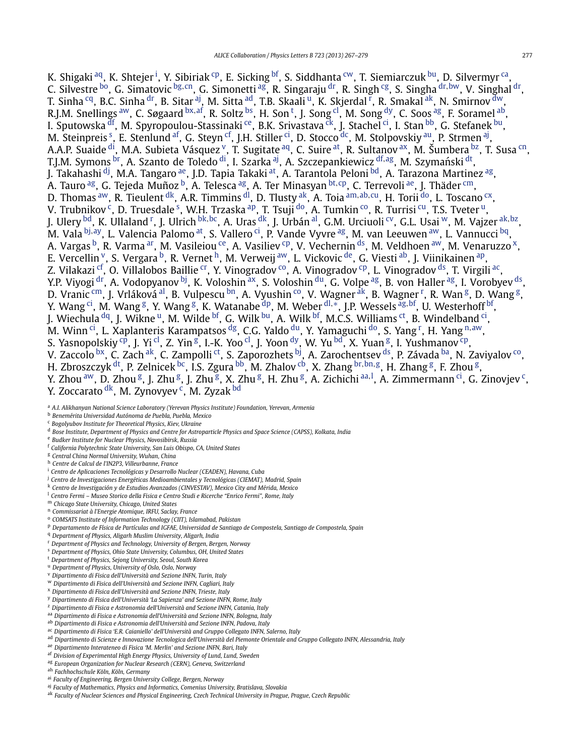K. Shigaki [aq], K. Shtejer [i], Y. Sibiriak [cp], E. Sicking [bf], S. Siddhanta [cw], T. Siemiarczuk [bu], D. Silvermyr [ca], C. Silvestre [bo], G. Simatovic [bg,cn], G. Simonetti [ag], R. Singaraju [dr], R. Singh [cg], S. Singha [dr,bw], V. Singhal [dr], T. Sinha [cq], B.C. Sinha [dr], B. Sitar [aj], M. Sitta [ad], T.B. Skaali [u], K. Skjerdal [r], R. Smakal [ak], N. Smirnov [dw], R.J.M. Snellings [aw], C. Søgaard [bx,af], R. Soltz [bs], H. Son [t], J. Song [cl], M. Song [dy], C. Soos [ag], F. Soramel [ab], I. Sputowska [df], M. Spyropoulou-Stassinaki [ce], B.K. Srivastava [ck], J. Stachel [ci], I. Stan [bb], G. Stefanek [bu], M. Steinpreis [s], E. Stenlund [af], G. Steyn [cf], J.H. Stiller [ci], D. Stocco [dc], M. Stolpovskiy [au], P. Strmen [aj], A.A.P. Suaide [di], M.A. Subieta Vásquez [v], T. Sugitate [aq], C. Suire [at], R. Sultanov [ax], M. Šumbera [bz], T. Susa [cn], T.J.M. Symons [br], A. Szanto de Toledo [di], I. Szarka [aj], A. Szczepankiewicz [df,ag], M. Szymański [dt], J. Takahashi [dj], M.A. Tangaro [ae], J.D. Tapia Takaki [at], A. Tarantola Peloni [bd], A. Tarazona Martinez [ag], A. Tauro [ag], G. Tejeda Muñoz [b], A. Telesca [ag], A. Ter Minasyan [bt,cp], C. Terrevoli [ae], J. Thäder [cm], D. Thomas [aw], R. Tieulent [dk], A.R. Timmins [dl], D. Tlusty [ak], A. Toia [am,ab,cu], H. Torii [do], L. Toscano [cx], V. Trubnikov [c], D. Truesdale [s], W.H. Trzaska [ap], T. Tsuji [do], A. Tumkin [co], R. Turrisi [cu], T.S. Tveter [u], J. Ulery [bd], K. Ullaland [r], J. Ulrich [bk,bc], A. Uras [dk], J. Urbán [al], G.M. Urciuoli [cv], G.L. Usai [w], M. Vajzer [ak,bz], M. Vala [bj,ay], L. Valencia Palomo [at], S. Vallero [ci], P. Vande Vyvre [ag], M. van Leeuwen [aw], L. Vannucci [bq], A. Vargas [b], R. Varma [ar], M. Vasileiou [ce], A. Vasiliev [cp], V. Vechernin [ds], M. Veldhoen [aw], M. Venaruzzo [x], E. Vercellin [v], S. Vergara [b], R. Vernet [h], M. Verweij [aw], L. Vickovic [de], G. Viesti [ab], J. Viinikainen [ap], Z. Vilakazi [cf], O. Villalobos Baillie [cr], Y. Vinogradov [co], A. Vinogradov [cp], L. Vinogradov [ds], T. Virgili [ac], Y.P. Viyogi [dr], A. Vodopyanov [bj], K. Voloshin [ax], S. Voloshin [du], G. Volpe [ag], B. von Haller [ag], I. Vorobyev [ds], D. Vranic [cm], J. Vrláková [al], B. Vulpescu [bn], A. Vyushin [co], V. Wagner [ak], B. Wagner [r], R. Wan [g], D. Wang [g], Y. Wang [ci], M. Wang [g], Y. Wang [g], K. Watanabe [dp], M. Weber [dl,∗], J.P. Wessels [ag,bf], U. Westerhoff [bf], J. Wiechula [dq], J. Wikne [u], M. Wilde [bf], G. Wilk [bu], A. Wilk [bf], M.C.S. Williams [ct], B. Windelband [ci], M. Winn [ci], L. Xaplanteris Karampatsos [dg], C.G. Yaldo [du], Y. Yamaguchi [do], S. Yang [r], H. Yang [n,aw], S. Yasnopolskiy [cp], J. Yi [cl], Z. Yin [g], I.-K. Yoo [cl], J. Yoon [dy], W. Yu [bd], X. Yuan [g], I. Yushmanov [cp], V. Zaccolo [bx], C. Zach [ak], C. Zampolli [ct], S. Zaporozhets [bj], A. Zarochentsev [ds], P. Závada [ba], N. Zaviyalov [co], H. Zbroszczyk [dt], P. Zelnicek [bc], I.S. Zgura [bb], M. Zhalov [cb], X. Zhang [br,bn,g], H. Zhang [g], F. Zhou [g], Y. Zhou [aw], D. Zhou [g], J. Zhu [g], J. Zhu [g], X. Zhu [g], H. Zhu [g], A. Zichichi [aa,l], A. Zimmermann [ci], G. Zinovjev [c], Y. Zoccarato [dk], M. Zynovyev [c], M. Zyzak [bd]

[a] *A.I. Alikhanyan National Science Laboratory (Yerevan Physics Institute) Foundation, Yerevan, Armenia*
[b] *Benemérita Universidad Autónoma de Puebla, Puebla, Mexico*
[c] *Bogolyubov Institute for Theoretical Physics, Kiev, Ukraine*
[d] *Bose Institute, Department of Physics and Centre for Astroparticle Physics and Space Science (CAPSS), Kolkata, India*
[e] *Budker Institute for Nuclear Physics, Novosibirsk, Russia*
[f] *California Polytechnic State University, San Luis Obispo, CA, United States*
[g] *Central China Normal University, Wuhan, China*
[h] *Centre de Calcul de l'IN2P3, Villeurbanne, France*
[i] *Centro de Aplicaciones Tecnológicas y Desarrollo Nuclear (CEADEN), Havana, Cuba*
[j] *Centro de Investigaciones Energéticas Medioambientales y Tecnológicas (CIEMAT), Madrid, Spain*
[k] *Centro de Investigación y de Estudios Avanzados (CINVESTAV), Mexico City and Mérida, Mexico*
[l] *Centro Fermi – Museo Storico della Fisica e Centro Studi e Ricerche "Enrico Fermi", Rome, Italy*
[m] *Chicago State University, Chicago, United States*
[n] *Commissariat à l'Energie Atomique, IRFU, Saclay, France*
[o] *COMSATS Institute of Information Technology (CIIT), Islamabad, Pakistan*
[p] *Departamento de Física de Partículas and IGFAE, Universidad de Santiago de Compostela, Santiago de Compostela, Spain*
[q] *Department of Physics, Aligarh Muslim University, Aligarh, India*
[r] *Department of Physics and Technology, University of Bergen, Bergen, Norway*
[s] *Department of Physics, Ohio State University, Columbus, OH, United States*
[t] *Department of Physics, Sejong University, Seoul, South Korea*
[u] *Department of Physics, University of Oslo, Oslo, Norway*
[v] *Dipartimento di Fisica dell'Università and Sezione INFN, Turin, Italy*
[w] *Dipartimento di Fisica dell'Università and Sezione INFN, Cagliari, Italy*
[x] *Dipartimento di Fisica dell'Università and Sezione INFN, Trieste, Italy*
[y] *Dipartimento di Fisica dell'Università 'La Sapienza' and Sezione INFN, Rome, Italy*
[z] *Dipartimento di Fisica e Astronomia dell'Università and Sezione INFN, Catania, Italy*
[aa] *Dipartimento di Fisica e Astronomia dell'Università and Sezione INFN, Bologna, Italy*
[ab] *Dipartimento di Fisica e Astronomia dell'Università and Sezione INFN, Padova, Italy*
[ac] *Dipartimento di Fisica 'E.R. Caianiello' dell'Università and Gruppo Collegato INFN, Salerno, Italy*
[ad] *Dipartimento di Scienze e Innovazione Tecnologica dell'Università del Piemonte Orientale and Gruppo Collegato INFN, Alessandria, Italy*
[ae] *Dipartimento Interateneo di Fisica 'M. Merlin' and Sezione INFN, Bari, Italy*
[af] *Division of Experimental High Energy Physics, University of Lund, Lund, Sweden*
[ag] *European Organization for Nuclear Research (CERN), Geneva, Switzerland*
[ah] *Fachhochschule Köln, Köln, Germany*
[ai] *Faculty of Engineering, Bergen University College, Bergen, Norway*
[aj] *Faculty of Mathematics, Physics and Informatics, Comenius University, Bratislava, Slovakia*
[ak] *Faculty of Nuclear Sciences and Physical Engineering, Czech Technical University in Prague, Prague, Czech Republic*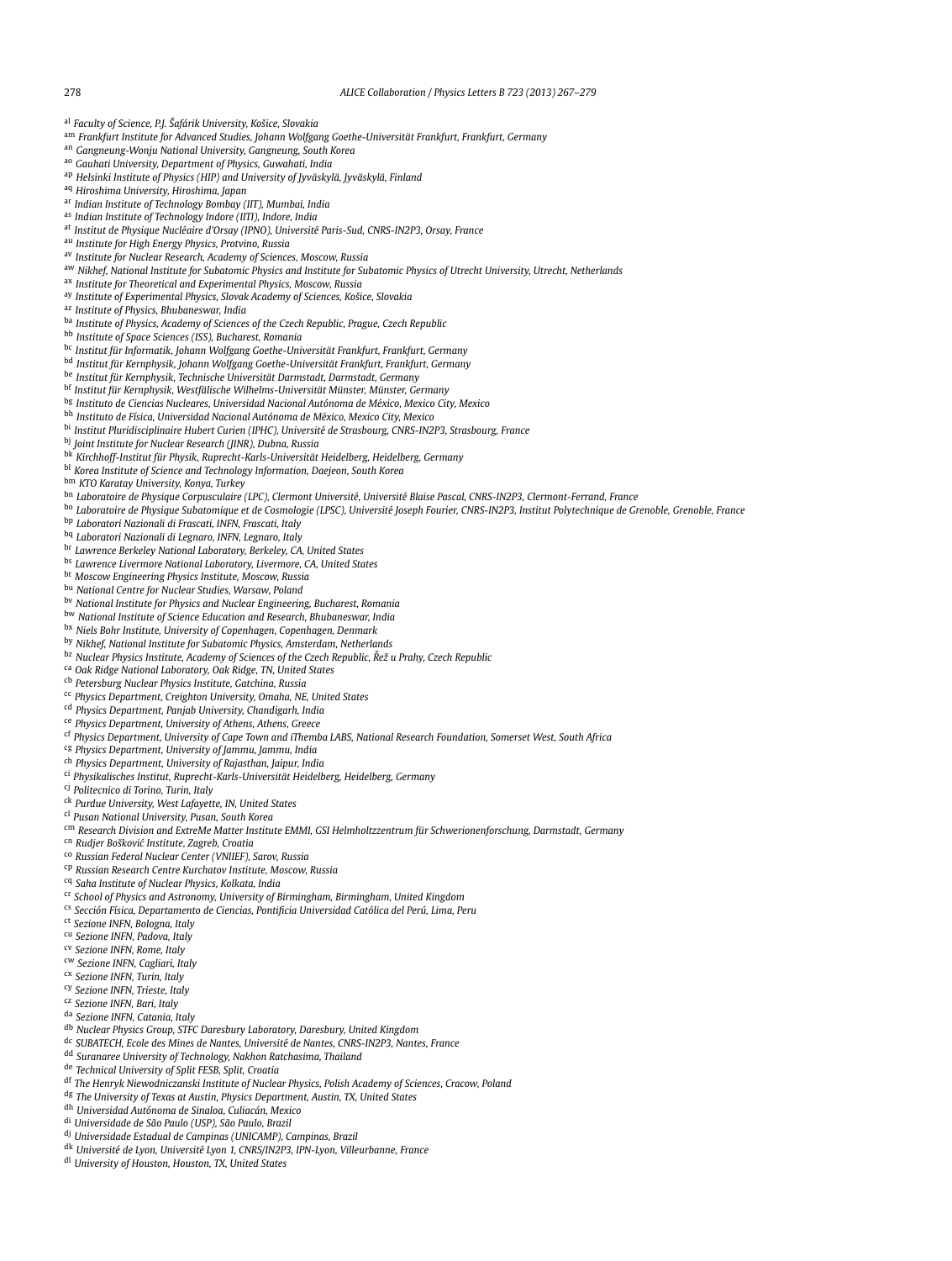[al] *Faculty of Science, P.J. Šafárik University, Košice, Slovakia*
[am] *Frankfurt Institute for Advanced Studies, Johann Wolfgang Goethe-Universität Frankfurt, Frankfurt, Germany*
[an] *Gangneung-Wonju National University, Gangneung, South Korea*
[ao] *Gauhati University, Department of Physics, Guwahati, India*
[ap] *Helsinki Institute of Physics (HIP) and University of Jyväskylä, Jyväskylä, Finland*
[aq] *Hiroshima University, Hiroshima, Japan*
[ar] *Indian Institute of Technology Bombay (IIT), Mumbai, India*
[as] *Indian Institute of Technology Indore (IITI), Indore, India*
[at] *Institut de Physique Nucléaire d'Orsay (IPNO), Université Paris-Sud, CNRS-IN2P3, Orsay, France*
[au] *Institute for High Energy Physics, Protvino, Russia*
[av] *Institute for Nuclear Research, Academy of Sciences, Moscow, Russia*
[aw] *Nikhef, National Institute for Subatomic Physics and Institute for Subatomic Physics of Utrecht University, Utrecht, Netherlands*
[ax] *Institute for Theoretical and Experimental Physics, Moscow, Russia*
[ay] *Institute of Experimental Physics, Slovak Academy of Sciences, Košice, Slovakia*
[az] *Institute of Physics, Bhubaneswar, India*
[ba] *Institute of Physics, Academy of Sciences of the Czech Republic, Prague, Czech Republic*
[bb] *Institute of Space Sciences (ISS), Bucharest, Romania*
[bc] *Institut für Informatik, Johann Wolfgang Goethe-Universität Frankfurt, Frankfurt, Germany*
[bd] *Institut für Kernphysik, Johann Wolfgang Goethe-Universität Frankfurt, Frankfurt, Germany*
[be] *Institut für Kernphysik, Technische Universität Darmstadt, Darmstadt, Germany*
[bf] *Institut für Kernphysik, Westfälische Wilhelms-Universität Münster, Münster, Germany*
[bg] *Instituto de Ciencias Nucleares, Universidad Nacional Autónoma de México, Mexico City, Mexico*
[bh] *Instituto de Física, Universidad Nacional Autónoma de México, Mexico City, Mexico*
[bi] *Institut Pluridisciplinaire Hubert Curien (IPHC), Université de Strasbourg, CNRS-IN2P3, Strasbourg, France*
[bj] *Joint Institute for Nuclear Research (JINR), Dubna, Russia*
[bk] *Kirchhoff-Institut für Physik, Ruprecht-Karls-Universität Heidelberg, Heidelberg, Germany*
[bl] *Korea Institute of Science and Technology Information, Daejeon, South Korea*
[bm] *KTO Karatay University, Konya, Turkey*
[bn] *Laboratoire de Physique Corpusculaire (LPC), Clermont Université, Université Blaise Pascal, CNRS-IN2P3, Clermont-Ferrand, France*
[bo] *Laboratoire de Physique Subatomique et de Cosmologie (LPSC), Université Joseph Fourier, CNRS-IN2P3, Institut Polytechnique de Grenoble, Grenoble, France*
[bp] *Laboratori Nazionali di Frascati, INFN, Frascati, Italy*
[bq] *Laboratori Nazionali di Legnaro, INFN, Legnaro, Italy*
[br] *Lawrence Berkeley National Laboratory, Berkeley, CA, United States*
[bs] *Lawrence Livermore National Laboratory, Livermore, CA, United States*
[bt] *Moscow Engineering Physics Institute, Moscow, Russia*
[bu] *National Centre for Nuclear Studies, Warsaw, Poland*
[bv] *National Institute for Physics and Nuclear Engineering, Bucharest, Romania*
[bw] *National Institute of Science Education and Research, Bhubaneswar, India*
[bx] *Niels Bohr Institute, University of Copenhagen, Copenhagen, Denmark*
[by] *Nikhef, National Institute for Subatomic Physics, Amsterdam, Netherlands*
[bz] *Nuclear Physics Institute, Academy of Sciences of the Czech Republic, Řež u Prahy, Czech Republic*
[ca] *Oak Ridge National Laboratory, Oak Ridge, TN, United States*
[cb] *Petersburg Nuclear Physics Institute, Gatchina, Russia*
[cc] *Physics Department, Creighton University, Omaha, NE, United States*
[cd] *Physics Department, Panjab University, Chandigarh, India*
[ce] *Physics Department, University of Athens, Athens, Greece*
[cf] *Physics Department, University of Cape Town and iThemba LABS, National Research Foundation, Somerset West, South Africa*
[cg] *Physics Department, University of Jammu, Jammu, India*
[ch] *Physics Department, University of Rajasthan, Jaipur, India*
[ci] *Physikalisches Institut, Ruprecht-Karls-Universität Heidelberg, Heidelberg, Germany*
[cj] *Politecnico di Torino, Turin, Italy*
[ck] *Purdue University, West Lafayette, IN, United States*
[cl] *Pusan National University, Pusan, South Korea*
[cm] *Research Division and ExtreMe Matter Institute EMMI, GSI Helmholtzzentrum für Schwerionenforschung, Darmstadt, Germany*
[cn] *Rudjer Bošković Institute, Zagreb, Croatia*
[co] *Russian Federal Nuclear Center (VNIIEF), Sarov, Russia*
[cp] *Russian Research Centre Kurchatov Institute, Moscow, Russia*
[cq] *Saha Institute of Nuclear Physics, Kolkata, India*
[cr] *School of Physics and Astronomy, University of Birmingham, Birmingham, United Kingdom*
[cs] *Sección Física, Departamento de Ciencias, Pontificia Universidad Católica del Perú, Lima, Peru*
[ct] *Sezione INFN, Bologna, Italy*
[cu] *Sezione INFN, Padova, Italy*
[cv] *Sezione INFN, Rome, Italy*
[cw] *Sezione INFN, Cagliari, Italy*
[cx] *Sezione INFN, Turin, Italy*
[cy] *Sezione INFN, Trieste, Italy*
[cz] *Sezione INFN, Bari, Italy*
[da] *Sezione INFN, Catania, Italy*
[db] *Nuclear Physics Group, STFC Daresbury Laboratory, Daresbury, United Kingdom*
[dc] *SUBATECH, Ecole des Mines de Nantes, Université de Nantes, CNRS-IN2P3, Nantes, France*
[dd] *Suranaree University of Technology, Nakhon Ratchasima, Thailand*
[de] *Technical University of Split FESB, Split, Croatia*
[df] *The Henryk Niewodniczanski Institute of Nuclear Physics, Polish Academy of Sciences, Cracow, Poland*
[dg] *The University of Texas at Austin, Physics Department, Austin, TX, United States*
[dh] *Universidad Autónoma de Sinaloa, Culiacán, Mexico*
[di] *Universidade de São Paulo (USP), São Paulo, Brazil*
[dj] *Universidade Estadual de Campinas (UNICAMP), Campinas, Brazil*
[dk] *Université de Lyon, Université Lyon 1, CNRS/IN2P3, IPN-Lyon, Villeurbanne, France*
[dl] *University of Houston, Houston, TX, United States*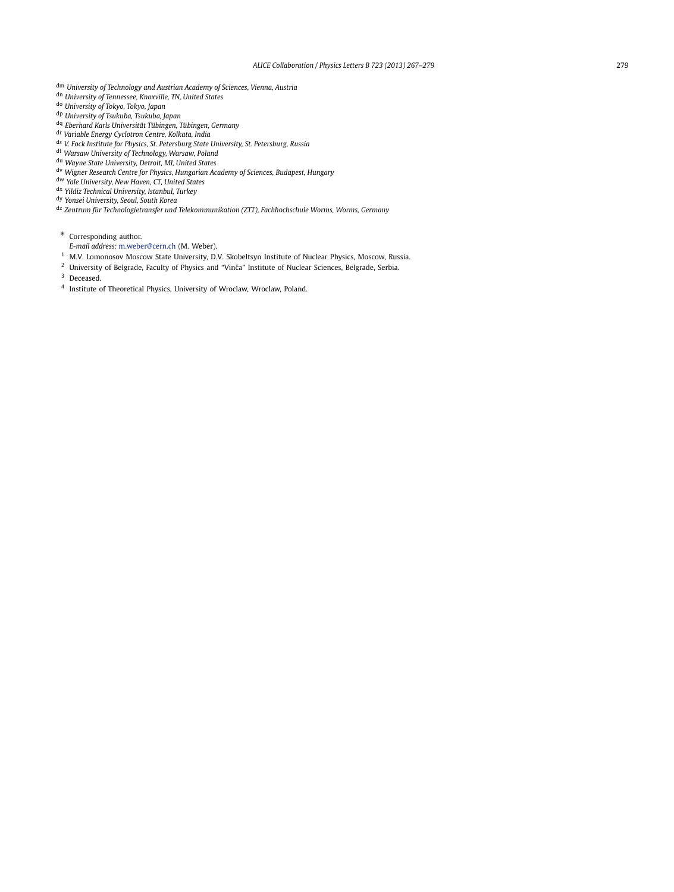[dm] *University of Technology and Austrian Academy of Sciences, Vienna, Austria*
[dn] *University of Tennessee, Knoxville, TN, United States*
[do] *University of Tokyo, Tokyo, Japan*
[dp] *University of Tsukuba, Tsukuba, Japan*
[dq] *Eberhard Karls Universität Tübingen, Tübingen, Germany*
[dr] *Variable Energy Cyclotron Centre, Kolkata, India*
[ds] *V. Fock Institute for Physics, St. Petersburg State University, St. Petersburg, Russia*
[dt] *Warsaw University of Technology, Warsaw, Poland*
[du] *Wayne State University, Detroit, MI, United States*
[dv] *Wigner Research Centre for Physics, Hungarian Academy of Sciences, Budapest, Hungary*
[dw] *Yale University, New Haven, CT, United States*
[dx] *Yildiz Technical University, Istanbul, Turkey*
[dy] *Yonsei University, Seoul, South Korea*
[dz] *Zentrum für Technologietransfer und Telekommunikation (ZTT), Fachhochschule Worms, Worms, Germany*

[*] Corresponding author.
*E-mail address:* m.weber@cern.ch (M. Weber).

[1] M.V. Lomonosov Moscow State University, D.V. Skobeltsyn Institute of Nuclear Physics, Moscow, Russia.

[2] University of Belgrade, Faculty of Physics and "Vinča" Institute of Nuclear Sciences, Belgrade, Serbia.

[3] Deceased.

[4] Institute of Theoretical Physics, University of Wroclaw, Wroclaw, Poland.